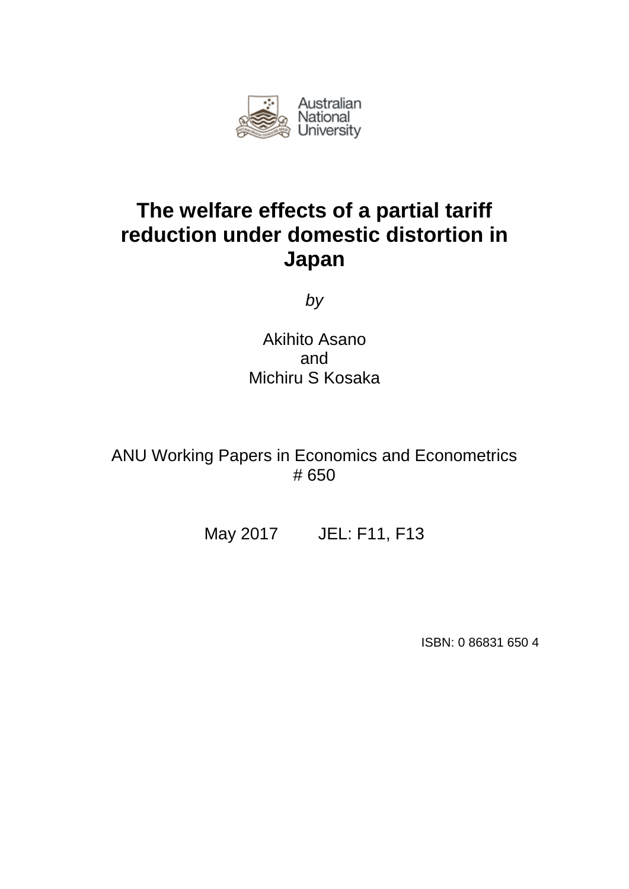Australian National University

# The welfare effects of a partial tariff reduction under domestic distortion in Japan

*by*

Akihito Asano
and
Michiru S Kosaka

ANU Working Papers in Economics and Econometrics
# 650

May 2017 JEL: F11, F13

ISBN: 0 86831 650 4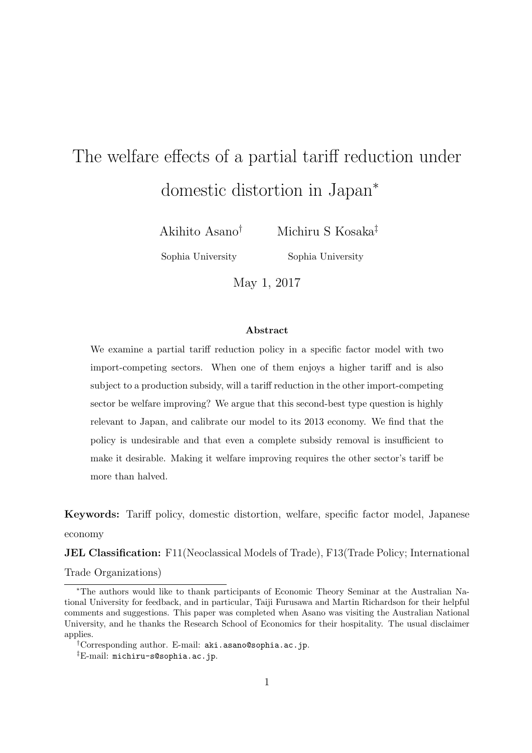# The welfare effects of a partial tariff reduction under domestic distortion in Japan*

Akihito Asano[†] Michiru S Kosaka[‡]

Sophia University Sophia University

May 1, 2017

**Abstract**

We examine a partial tariff reduction policy in a specific factor model with two import-competing sectors. When one of them enjoys a higher tariff and is also subject to a production subsidy, will a tariff reduction in the other import-competing sector be welfare improving? We argue that this second-best type question is highly relevant to Japan, and calibrate our model to its 2013 economy. We find that the policy is undesirable and that even a complete subsidy removal is insufficient to make it desirable. Making it welfare improving requires the other sector's tariff be more than halved.

**Keywords:** Tariff policy, domestic distortion, welfare, specific factor model, Japanese economy

**JEL Classification:** F11(Neoclassical Models of Trade), F13(Trade Policy; International Trade Organizations)

---

*The authors would like to thank participants of Economic Theory Seminar at the Australian National University for feedback, and in particular, Taiji Furusawa and Martin Richardson for their helpful comments and suggestions. This paper was completed when Asano was visiting the Australian National University, and he thanks the Research School of Economics for their hospitality. The usual disclaimer applies.

[†]Corresponding author. E-mail: aki.asano@sophia.ac.jp.

[‡]E-mail: michiru-s@sophia.ac.jp.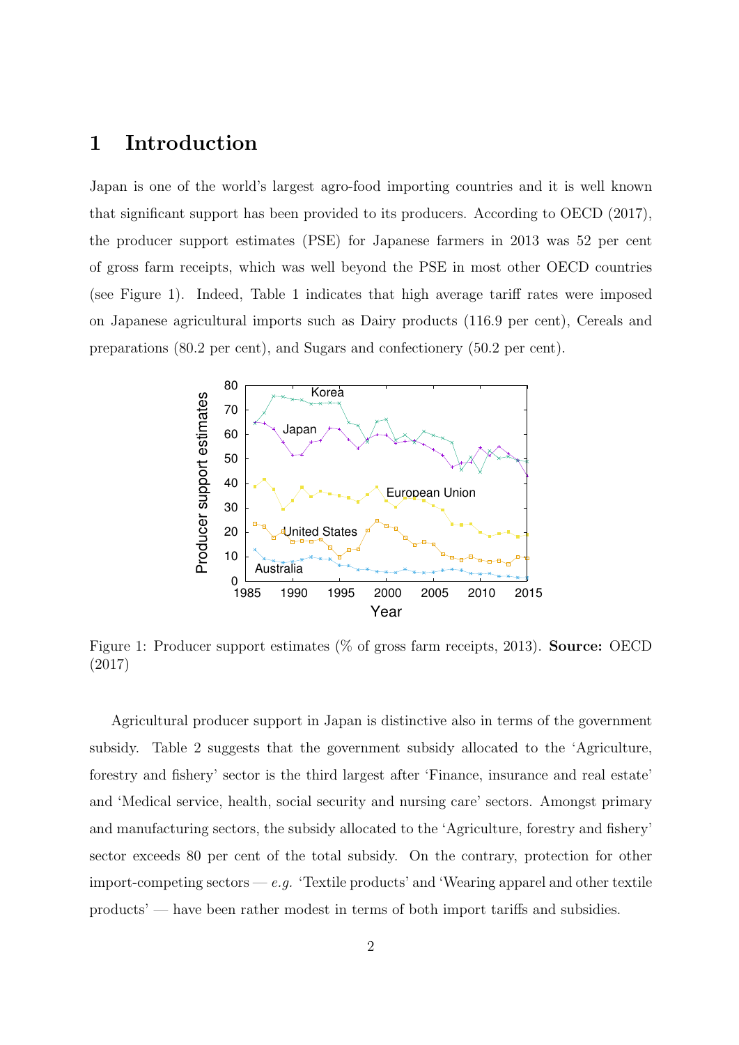# 1 Introduction

Japan is one of the world's largest agro-food importing countries and it is well known that significant support has been provided to its producers. According to OECD (2017), the producer support estimates (PSE) for Japanese farmers in 2013 was 52 per cent of gross farm receipts, which was well beyond the PSE in most other OECD countries (see Figure 1). Indeed, Table 1 indicates that high average tariff rates were imposed on Japanese agricultural imports such as Dairy products (116.9 per cent), Cereals and preparations (80.2 per cent), and Sugars and confectionery (50.2 per cent).

Figure 1: Producer support estimates (% of gross farm receipts, 2013). **Source:** OECD (2017)

Agricultural producer support in Japan is distinctive also in terms of the government subsidy. Table 2 suggests that the government subsidy allocated to the 'Agriculture, forestry and fishery' sector is the third largest after 'Finance, insurance and real estate' and 'Medical service, health, social security and nursing care' sectors. Amongst primary and manufacturing sectors, the subsidy allocated to the 'Agriculture, forestry and fishery' sector exceeds 80 per cent of the total subsidy. On the contrary, protection for other import-competing sectors — *e.g.* 'Textile products' and 'Wearing apparel and other textile products' — have been rather modest in terms of both import tariffs and subsidies.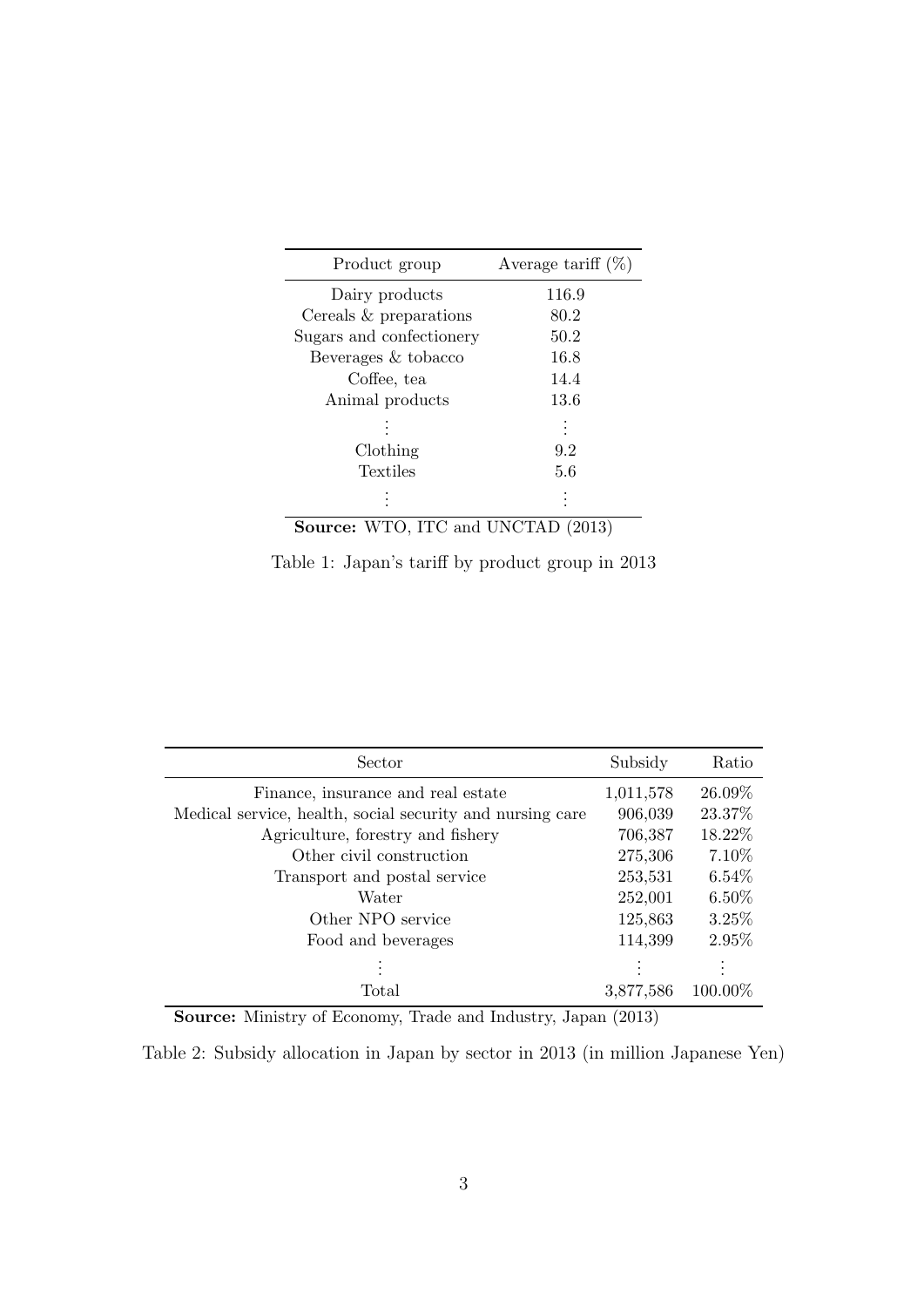| Product group | Average tariff (%) |
|---|---|
| Dairy products | 116.9 |
| Cereals & preparations | 80.2 |
| Sugars and confectionery | 50.2 |
| Beverages & tobacco | 16.8 |
| Coffee, tea | 14.4 |
| Animal products | 13.6 |
| ⋮ | ⋮ |
| Clothing | 9.2 |
| Textiles | 5.6 |
| ⋮ | ⋮ |

**Source:** WTO, ITC and UNCTAD (2013)

Table 1: Japan's tariff by product group in 2013

| Sector | Subsidy | Ratio |
|---|---|---|
| Finance, insurance and real estate | 1,011,578 | 26.09% |
| Medical service, health, social security and nursing care | 906,039 | 23.37% |
| Agriculture, forestry and fishery | 706,387 | 18.22% |
| Other civil construction | 275,306 | 7.10% |
| Transport and postal service | 253,531 | 6.54% |
| Water | 252,001 | 6.50% |
| Other NPO service | 125,863 | 3.25% |
| Food and beverages | 114,399 | 2.95% |
| ⋮ | ⋮ | ⋮ |
| Total | 3,877,586 | 100.00% |

**Source:** Ministry of Economy, Trade and Industry, Japan (2013)

Table 2: Subsidy allocation in Japan by sector in 2013 (in million Japanese Yen)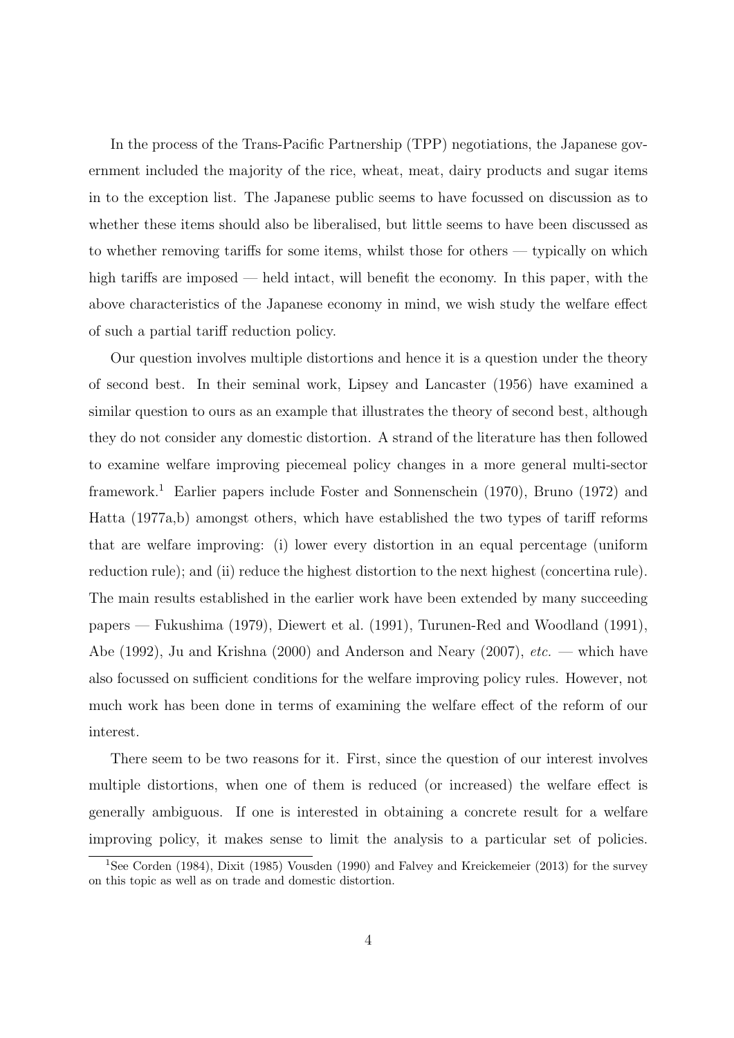In the process of the Trans-Pacific Partnership (TPP) negotiations, the Japanese government included the majority of the rice, wheat, meat, dairy products and sugar items in to the exception list. The Japanese public seems to have focussed on discussion as to whether these items should also be liberalised, but little seems to have been discussed as to whether removing tariffs for some items, whilst those for others — typically on which high tariffs are imposed — held intact, will benefit the economy. In this paper, with the above characteristics of the Japanese economy in mind, we wish study the welfare effect of such a partial tariff reduction policy.

Our question involves multiple distortions and hence it is a question under the theory of second best. In their seminal work, Lipsey and Lancaster (1956) have examined a similar question to ours as an example that illustrates the theory of second best, although they do not consider any domestic distortion. A strand of the literature has then followed to examine welfare improving piecemeal policy changes in a more general multi-sector framework.[1] Earlier papers include Foster and Sonnenschein (1970), Bruno (1972) and Hatta (1977a,b) amongst others, which have established the two types of tariff reforms that are welfare improving: (i) lower every distortion in an equal percentage (uniform reduction rule); and (ii) reduce the highest distortion to the next highest (concertina rule). The main results established in the earlier work have been extended by many succeeding papers — Fukushima (1979), Diewert et al. (1991), Turunen-Red and Woodland (1991), Abe (1992), Ju and Krishna (2000) and Anderson and Neary (2007), *etc.* — which have also focussed on sufficient conditions for the welfare improving policy rules. However, not much work has been done in terms of examining the welfare effect of the reform of our interest.

There seem to be two reasons for it. First, since the question of our interest involves multiple distortions, when one of them is reduced (or increased) the welfare effect is generally ambiguous. If one is interested in obtaining a concrete result for a welfare improving policy, it makes sense to limit the analysis to a particular set of policies.

[1] See Corden (1984), Dixit (1985) Vousden (1990) and Falvey and Kreickemeier (2013) for the survey on this topic as well as on trade and domestic distortion.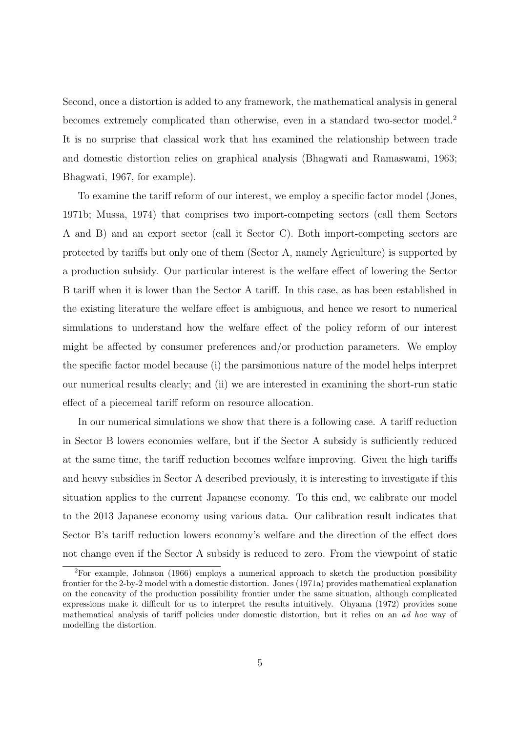Second, once a distortion is added to any framework, the mathematical analysis in general becomes extremely complicated than otherwise, even in a standard two-sector model.[2] It is no surprise that classical work that has examined the relationship between trade and domestic distortion relies on graphical analysis (Bhagwati and Ramaswami, 1963; Bhagwati, 1967, for example).

To examine the tariff reform of our interest, we employ a specific factor model (Jones, 1971b; Mussa, 1974) that comprises two import-competing sectors (call them Sectors A and B) and an export sector (call it Sector C). Both import-competing sectors are protected by tariffs but only one of them (Sector A, namely Agriculture) is supported by a production subsidy. Our particular interest is the welfare effect of lowering the Sector B tariff when it is lower than the Sector A tariff. In this case, as has been established in the existing literature the welfare effect is ambiguous, and hence we resort to numerical simulations to understand how the welfare effect of the policy reform of our interest might be affected by consumer preferences and/or production parameters. We employ the specific factor model because (i) the parsimonious nature of the model helps interpret our numerical results clearly; and (ii) we are interested in examining the short-run static effect of a piecemeal tariff reform on resource allocation.

In our numerical simulations we show that there is a following case. A tariff reduction in Sector B lowers economies welfare, but if the Sector A subsidy is sufficiently reduced at the same time, the tariff reduction becomes welfare improving. Given the high tariffs and heavy subsidies in Sector A described previously, it is interesting to investigate if this situation applies to the current Japanese economy. To this end, we calibrate our model to the 2013 Japanese economy using various data. Our calibration result indicates that Sector B's tariff reduction lowers economy's welfare and the direction of the effect does not change even if the Sector A subsidy is reduced to zero. From the viewpoint of static

[2] For example, Johnson (1966) employs a numerical approach to sketch the production possibility frontier for the 2-by-2 model with a domestic distortion. Jones (1971a) provides mathematical explanation on the concavity of the production possibility frontier under the same situation, although complicated expressions make it difficult for us to interpret the results intuitively. Ohyama (1972) provides some mathematical analysis of tariff policies under domestic distortion, but it relies on an *ad hoc* way of modelling the distortion.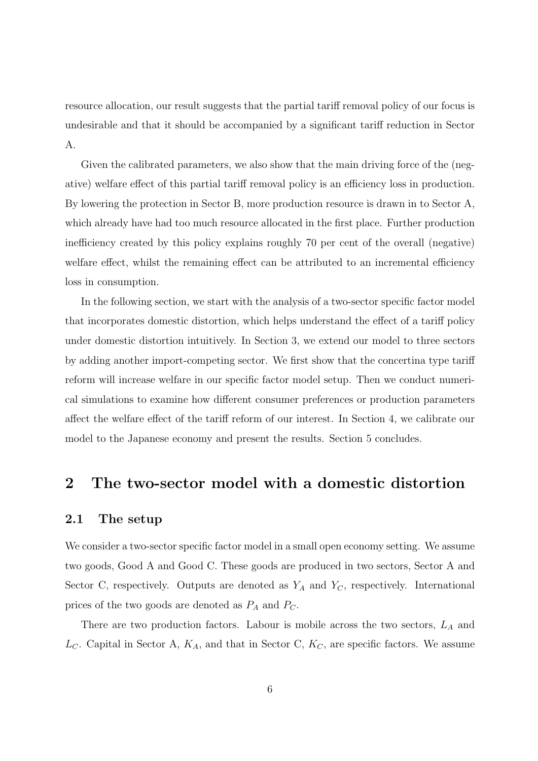resource allocation, our result suggests that the partial tariff removal policy of our focus is undesirable and that it should be accompanied by a significant tariff reduction in Sector A.

Given the calibrated parameters, we also show that the main driving force of the (negative) welfare effect of this partial tariff removal policy is an efficiency loss in production. By lowering the protection in Sector B, more production resource is drawn in to Sector A, which already have had too much resource allocated in the first place. Further production inefficiency created by this policy explains roughly 70 per cent of the overall (negative) welfare effect, whilst the remaining effect can be attributed to an incremental efficiency loss in consumption.

In the following section, we start with the analysis of a two-sector specific factor model that incorporates domestic distortion, which helps understand the effect of a tariff policy under domestic distortion intuitively. In Section 3, we extend our model to three sectors by adding another import-competing sector. We first show that the concertina type tariff reform will increase welfare in our specific factor model setup. Then we conduct numerical simulations to examine how different consumer preferences or production parameters affect the welfare effect of the tariff reform of our interest. In Section 4, we calibrate our model to the Japanese economy and present the results. Section 5 concludes.

# 2 The two-sector model with a domestic distortion

## 2.1 The setup

We consider a two-sector specific factor model in a small open economy setting. We assume two goods, Good A and Good C. These goods are produced in two sectors, Sector A and Sector C, respectively. Outputs are denoted as $Y_A$ and $Y_C$, respectively. International prices of the two goods are denoted as $P_A$ and $P_C$.

There are two production factors. Labour is mobile across the two sectors, $L_A$ and $L_C$. Capital in Sector A, $K_A$, and that in Sector C, $K_C$, are specific factors. We assume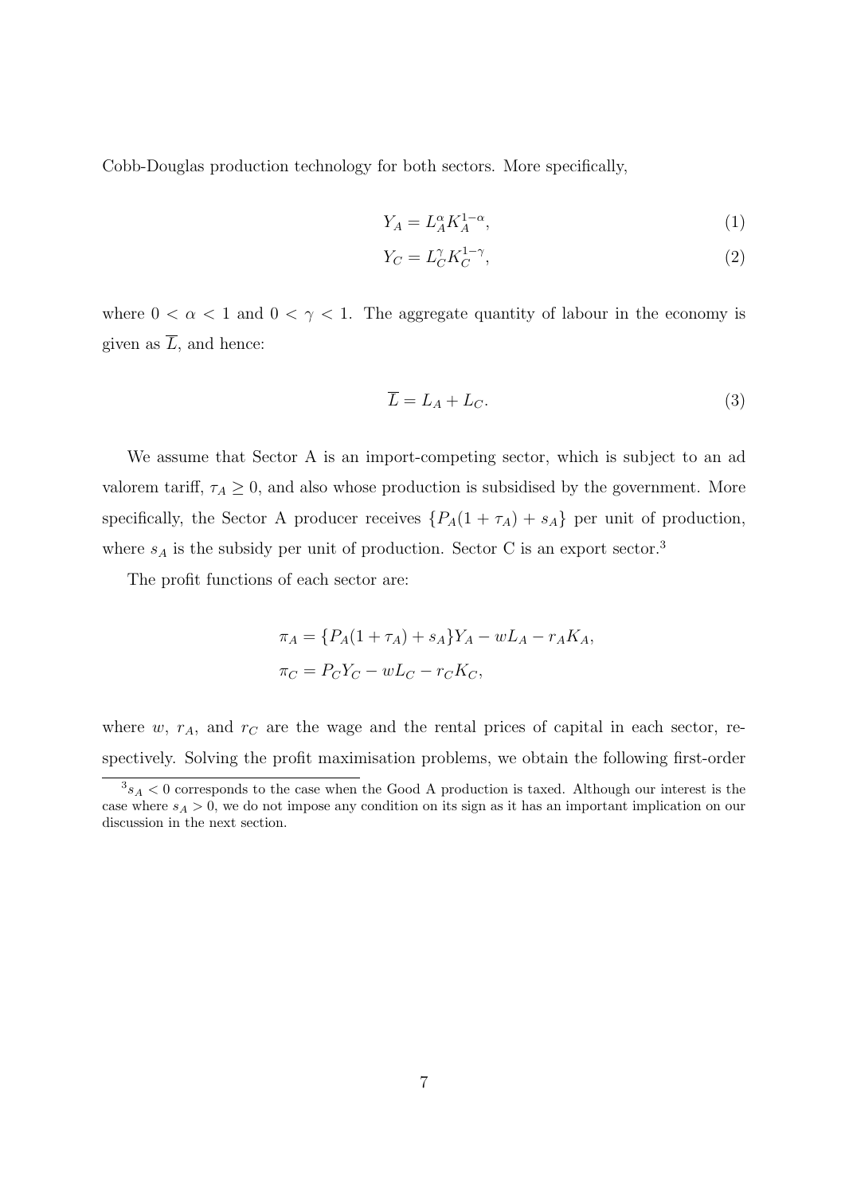Cobb-Douglas production technology for both sectors. More specifically,

$$Y_A = L_A^{\alpha} K_A^{1-\alpha}, \tag{1}$$

$$Y_C = L_C^{\gamma} K_C^{1-\gamma}, \tag{2}$$

where $0 < \alpha < 1$ and $0 < \gamma < 1$. The aggregate quantity of labour in the economy is given as $\overline{L}$, and hence:

$$\overline{L} = L_A + L_C. \tag{3}$$

We assume that Sector A is an import-competing sector, which is subject to an ad valorem tariff, $\tau_A \geq 0$, and also whose production is subsidised by the government. More specifically, the Sector A producer receives $\{P_A(1 + \tau_A) + s_A\}$ per unit of production, where $s_A$ is the subsidy per unit of production. Sector C is an export sector.[3]

The profit functions of each sector are:

$$\pi_A = \{P_A(1 + \tau_A) + s_A\}Y_A - wL_A - r_A K_A,$$

$$\pi_C = P_C Y_C - wL_C - r_C K_C,$$

where $w$, $r_A$, and $r_C$ are the wage and the rental prices of capital in each sector, respectively. Solving the profit maximisation problems, we obtain the following first-order

[3] $s_A < 0$ corresponds to the case when the Good A production is taxed. Although our interest is the case where $s_A > 0$, we do not impose any condition on its sign as it has an important implication on our discussion in the next section.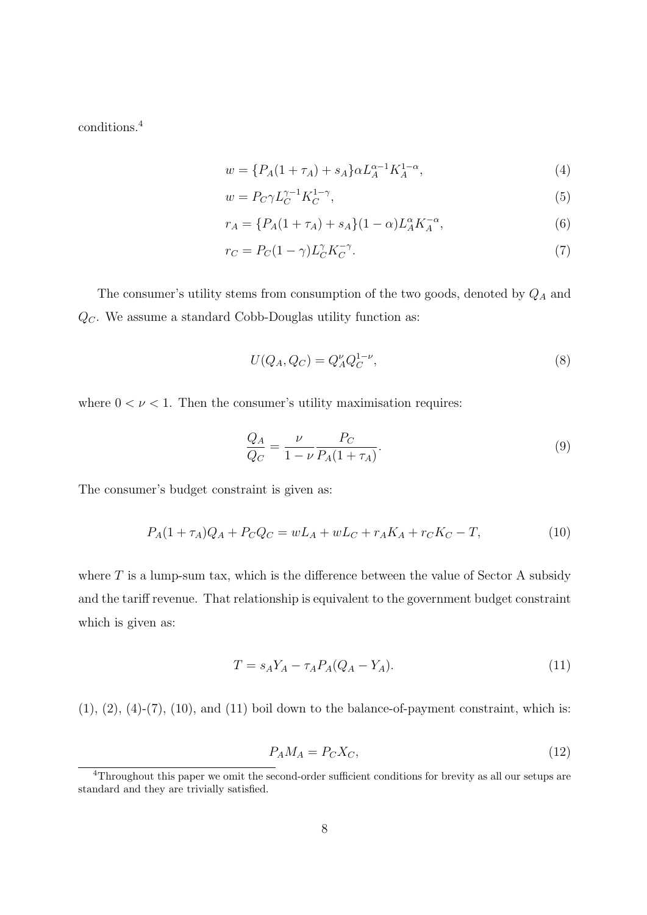conditions.[4]

$$w = \{P_A(1+\tau_A) + s_A\}\alpha L_A^{\alpha-1} K_A^{1-\alpha}, \tag{4}$$

$$w = P_C \gamma L_C^{\gamma-1} K_C^{1-\gamma}, \tag{5}$$

$$r_A = \{P_A(1+\tau_A) + s_A\}(1-\alpha) L_A^{\alpha} K_A^{-\alpha}, \tag{6}$$

$$r_C = P_C(1-\gamma) L_C^{\gamma} K_C^{-\gamma}. \tag{7}$$

The consumer's utility stems from consumption of the two goods, denoted by $Q_A$ and $Q_C$. We assume a standard Cobb-Douglas utility function as:

$$U(Q_A, Q_C) = Q_A^{\nu} Q_C^{1-\nu}, \tag{8}$$

where $0 < \nu < 1$. Then the consumer's utility maximisation requires:

$$\frac{Q_A}{Q_C} = \frac{\nu}{1-\nu} \frac{P_C}{P_A(1+\tau_A)}. \tag{9}$$

The consumer's budget constraint is given as:

$$P_A(1+\tau_A)Q_A + P_C Q_C = wL_A + wL_C + r_A K_A + r_C K_C - T, \tag{10}$$

where $T$ is a lump-sum tax, which is the difference between the value of Sector A subsidy and the tariff revenue. That relationship is equivalent to the government budget constraint which is given as:

$$T = s_A Y_A - \tau_A P_A (Q_A - Y_A). \tag{11}$$

(1), (2), (4)-(7), (10), and (11) boil down to the balance-of-payment constraint, which is:

$$P_A M_A = P_C X_C, \tag{12}$$

[4] Throughout this paper we omit the second-order sufficient conditions for brevity as all our setups are standard and they are trivially satisfied.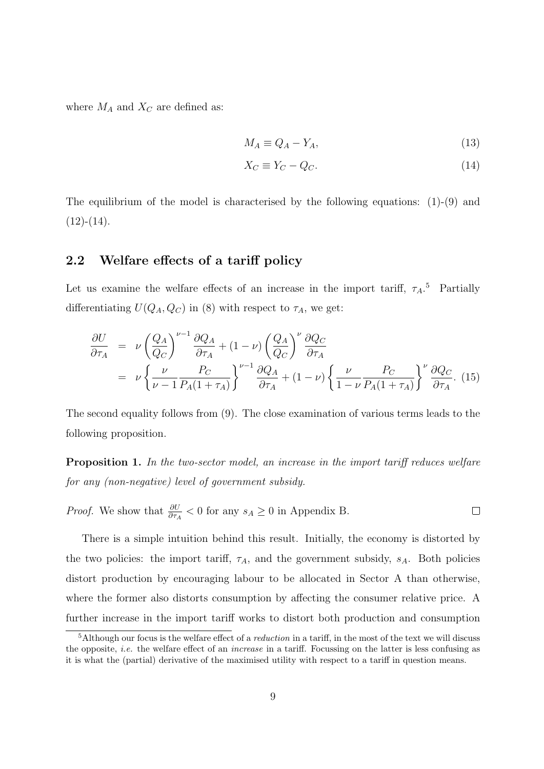where $M_A$ and $X_C$ are defined as:

$$M_A \equiv Q_A - Y_A, \tag{13}$$

$$X_C \equiv Y_C - Q_C. \tag{14}$$

The equilibrium of the model is characterised by the following equations: (1)-(9) and (12)-(14).

## 2.2 Welfare effects of a tariff policy

Let us examine the welfare effects of an increase in the import tariff, $\tau_A$.[5] Partially differentiating $U(Q_A, Q_C)$ in (8) with respect to $\tau_A$, we get:

$$\begin{aligned}
\frac{\partial U}{\partial \tau_A} &= \nu \left(\frac{Q_A}{Q_C}\right)^{\nu-1} \frac{\partial Q_A}{\partial \tau_A} + (1-\nu)\left(\frac{Q_A}{Q_C}\right)^{\nu} \frac{\partial Q_C}{\partial \tau_A} \\
&= \nu \left\{\frac{\nu}{\nu-1}\frac{P_C}{P_A(1+\tau_A)}\right\}^{\nu-1} \frac{\partial Q_A}{\partial \tau_A} + (1-\nu)\left\{\frac{\nu}{1-\nu}\frac{P_C}{P_A(1+\tau_A)}\right\}^{\nu} \frac{\partial Q_C}{\partial \tau_A}. \quad (15)
\end{aligned}$$

The second equality follows from (9). The close examination of various terms leads to the following proposition.

**Proposition 1.** *In the two-sector model, an increase in the import tariff reduces welfare for any (non-negative) level of government subsidy.*

*Proof.* We show that $\frac{\partial U}{\partial \tau_A} < 0$ for any $s_A \geq 0$ in Appendix B. □

There is a simple intuition behind this result. Initially, the economy is distorted by the two policies: the import tariff, $\tau_A$, and the government subsidy, $s_A$. Both policies distort production by encouraging labour to be allocated in Sector A than otherwise, where the former also distorts consumption by affecting the consumer relative price. A further increase in the import tariff works to distort both production and consumption

[5] Although our focus is the welfare effect of a *reduction* in a tariff, in the most of the text we will discuss the opposite, *i.e.* the welfare effect of an *increase* in a tariff. Focussing on the latter is less confusing as it is what the (partial) derivative of the maximised utility with respect to a tariff in question means.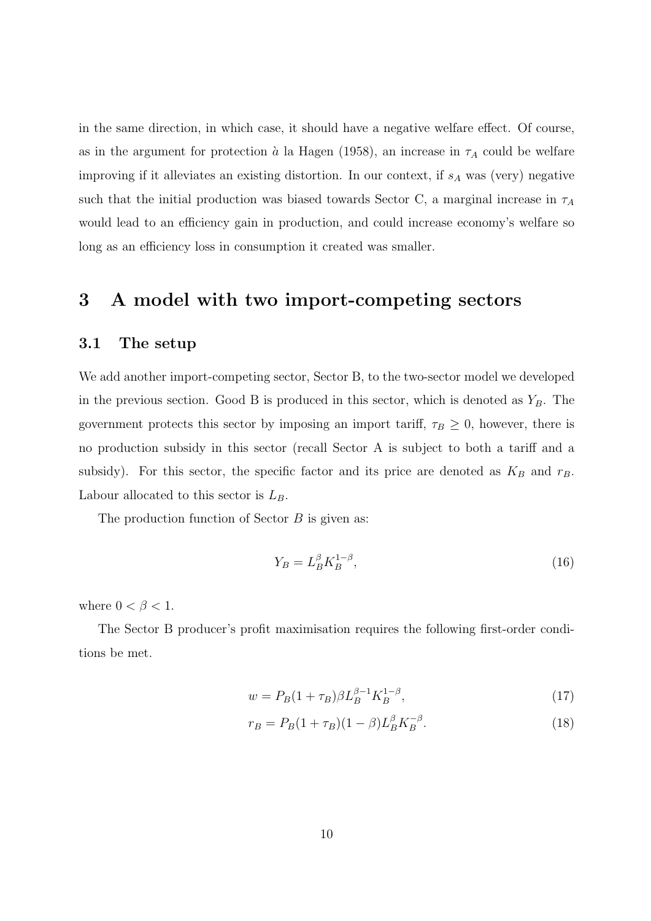in the same direction, in which case, it should have a negative welfare effect. Of course, as in the argument for protection *à* la Hagen (1958), an increase in $\tau_A$ could be welfare improving if it alleviates an existing distortion. In our context, if $s_A$ was (very) negative such that the initial production was biased towards Sector C, a marginal increase in $\tau_A$ would lead to an efficiency gain in production, and could increase economy's welfare so long as an efficiency loss in consumption it created was smaller.

# 3 A model with two import-competing sectors

## 3.1 The setup

We add another import-competing sector, Sector B, to the two-sector model we developed in the previous section. Good B is produced in this sector, which is denoted as $Y_B$. The government protects this sector by imposing an import tariff, $\tau_B \geq 0$, however, there is no production subsidy in this sector (recall Sector A is subject to both a tariff and a subsidy). For this sector, the specific factor and its price are denoted as $K_B$ and $r_B$. Labour allocated to this sector is $L_B$.

The production function of Sector $B$ is given as:

$$Y_B = L_B^{\beta} K_B^{1-\beta}, \tag{16}$$

where $0 < \beta < 1$.

The Sector B producer's profit maximisation requires the following first-order conditions be met.

$$w = P_B(1+\tau_B)\beta L_B^{\beta-1} K_B^{1-\beta}, \tag{17}$$

$$r_B = P_B(1+\tau_B)(1-\beta) L_B^{\beta} K_B^{-\beta}. \tag{18}$$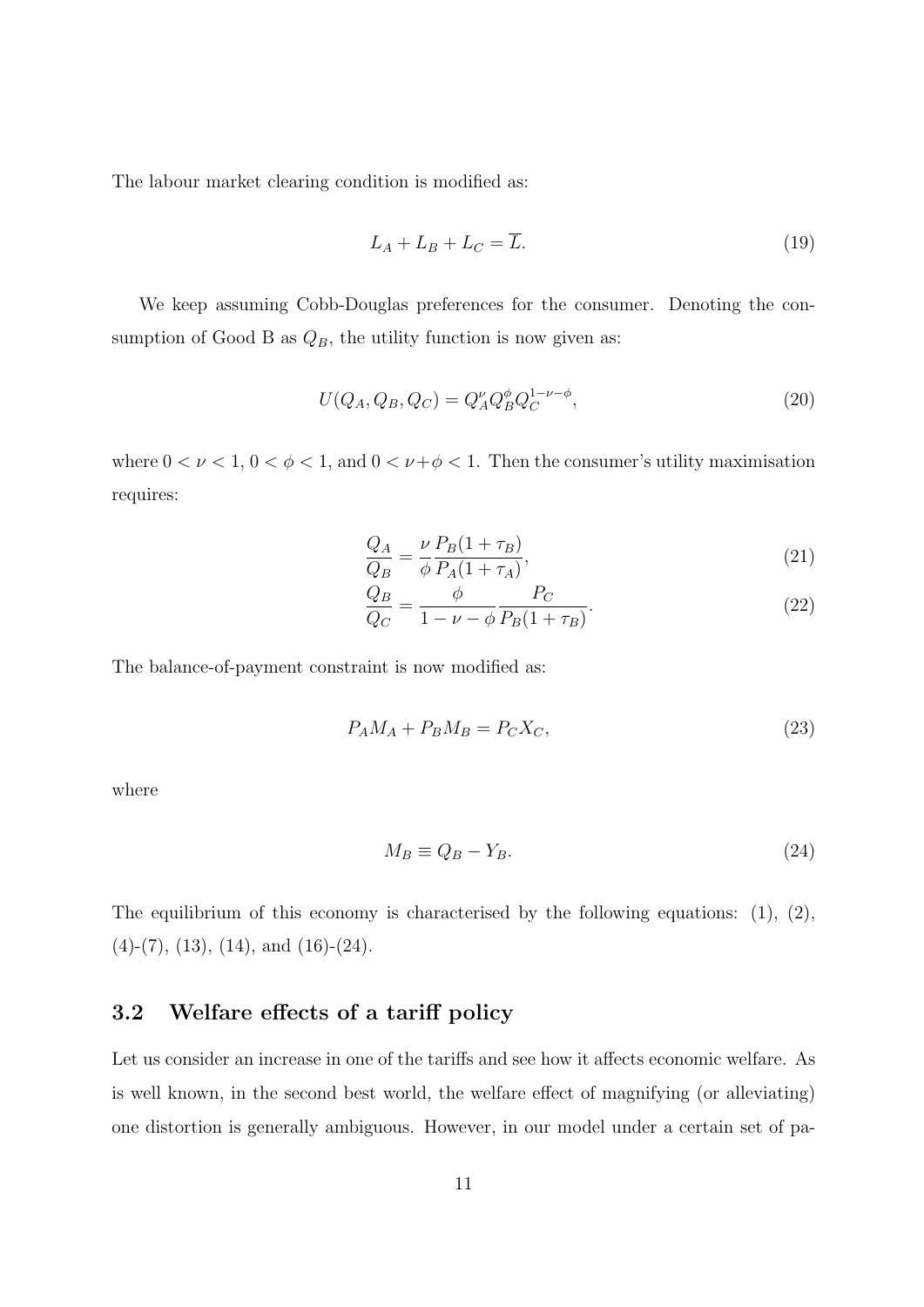The labour market clearing condition is modified as:

$$L_A + L_B + L_C = \overline{L}. \tag{19}$$

We keep assuming Cobb-Douglas preferences for the consumer. Denoting the consumption of Good B as $Q_B$, the utility function is now given as:

$$U(Q_A, Q_B, Q_C) = Q_A^{\nu} Q_B^{\phi} Q_C^{1-\nu-\phi}, \tag{20}$$

where $0 < \nu < 1$, $0 < \phi < 1$, and $0 < \nu + \phi < 1$. Then the consumer's utility maximisation requires:

$$\frac{Q_A}{Q_B} = \frac{\nu}{\phi} \frac{P_B(1+\tau_B)}{P_A(1+\tau_A)}, \tag{21}$$

$$\frac{Q_B}{Q_C} = \frac{\phi}{1-\nu-\phi} \frac{P_C}{P_B(1+\tau_B)}. \tag{22}$$

The balance-of-payment constraint is now modified as:

$$P_A M_A + P_B M_B = P_C X_C, \tag{23}$$

where

$$M_B \equiv Q_B - Y_B. \tag{24}$$

The equilibrium of this economy is characterised by the following equations: (1), (2), (4)-(7), (13), (14), and (16)-(24).

### 3.2 Welfare effects of a tariff policy

Let us consider an increase in one of the tariffs and see how it affects economic welfare. As is well known, in the second best world, the welfare effect of magnifying (or alleviating) one distortion is generally ambiguous. However, in our model under a certain set of pa-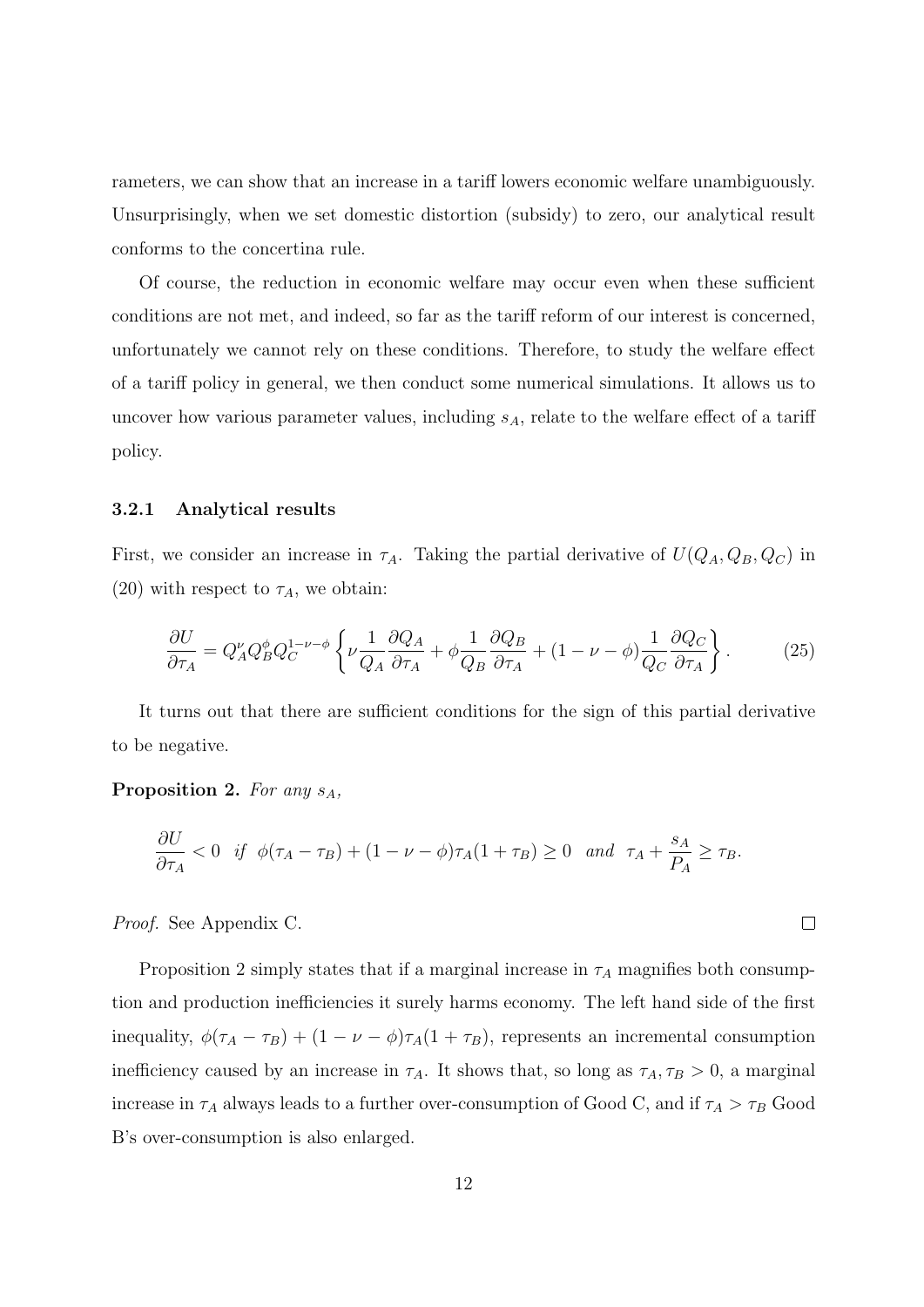rameters, we can show that an increase in a tariff lowers economic welfare unambiguously. Unsurprisingly, when we set domestic distortion (subsidy) to zero, our analytical result conforms to the concertina rule.

Of course, the reduction in economic welfare may occur even when these sufficient conditions are not met, and indeed, so far as the tariff reform of our interest is concerned, unfortunately we cannot rely on these conditions. Therefore, to study the welfare effect of a tariff policy in general, we then conduct some numerical simulations. It allows us to uncover how various parameter values, including $s_A$, relate to the welfare effect of a tariff policy.

### 3.2.1 Analytical results

First, we consider an increase in $\tau_A$. Taking the partial derivative of $U(Q_A, Q_B, Q_C)$ in (20) with respect to $\tau_A$, we obtain:

$$\frac{\partial U}{\partial \tau_A} = Q_A^{\nu} Q_B^{\phi} Q_C^{1-\nu-\phi} \left\{ \nu \frac{1}{Q_A} \frac{\partial Q_A}{\partial \tau_A} + \phi \frac{1}{Q_B} \frac{\partial Q_B}{\partial \tau_A} + (1-\nu-\phi) \frac{1}{Q_C} \frac{\partial Q_C}{\partial \tau_A} \right\}. \tag{25}$$

It turns out that there are sufficient conditions for the sign of this partial derivative to be negative.

**Proposition 2.** *For any* $s_A$*,*

$$\frac{\partial U}{\partial \tau_A} < 0 \quad \textit{if} \quad \phi(\tau_A - \tau_B) + (1-\nu-\phi)\tau_A(1+\tau_B) \geq 0 \quad \textit{and} \quad \tau_A + \frac{s_A}{P_A} \geq \tau_B.$$

*Proof.* See Appendix C. $\square$

Proposition 2 simply states that if a marginal increase in $\tau_A$ magnifies both consumption and production inefficiencies it surely harms economy. The left hand side of the first inequality, $\phi(\tau_A - \tau_B) + (1-\nu-\phi)\tau_A(1+\tau_B)$, represents an incremental consumption inefficiency caused by an increase in $\tau_A$. It shows that, so long as $\tau_A, \tau_B > 0$, a marginal increase in $\tau_A$ always leads to a further over-consumption of Good C, and if $\tau_A > \tau_B$ Good B's over-consumption is also enlarged.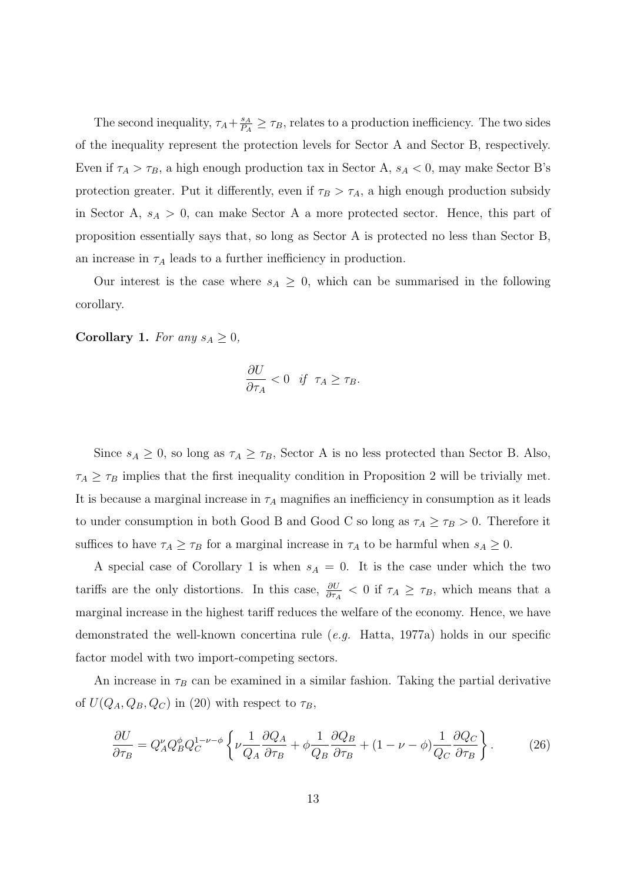The second inequality, $\tau_A + \frac{s_A}{P_A} \geq \tau_B$, relates to a production inefficiency. The two sides of the inequality represent the protection levels for Sector A and Sector B, respectively. Even if $\tau_A > \tau_B$, a high enough production tax in Sector A, $s_A < 0$, may make Sector B's protection greater. Put it differently, even if $\tau_B > \tau_A$, a high enough production subsidy in Sector A, $s_A > 0$, can make Sector A a more protected sector. Hence, this part of proposition essentially says that, so long as Sector A is protected no less than Sector B, an increase in $\tau_A$ leads to a further inefficiency in production.

Our interest is the case where $s_A \geq 0$, which can be summarised in the following corollary.

**Corollary 1.** *For any* $s_A \geq 0$*,*

$$\frac{\partial U}{\partial \tau_A} < 0 \quad \textit{if} \;\; \tau_A \geq \tau_B.$$

Since $s_A \geq 0$, so long as $\tau_A \geq \tau_B$, Sector A is no less protected than Sector B. Also, $\tau_A \geq \tau_B$ implies that the first inequality condition in Proposition 2 will be trivially met. It is because a marginal increase in $\tau_A$ magnifies an inefficiency in consumption as it leads to under consumption in both Good B and Good C so long as $\tau_A \geq \tau_B > 0$. Therefore it suffices to have $\tau_A \geq \tau_B$ for a marginal increase in $\tau_A$ to be harmful when $s_A \geq 0$.

A special case of Corollary 1 is when $s_A = 0$. It is the case under which the two tariffs are the only distortions. In this case, $\frac{\partial U}{\partial \tau_A} < 0$ if $\tau_A \geq \tau_B$, which means that a marginal increase in the highest tariff reduces the welfare of the economy. Hence, we have demonstrated the well-known concertina rule (*e.g.* Hatta, 1977a) holds in our specific factor model with two import-competing sectors.

An increase in $\tau_B$ can be examined in a similar fashion. Taking the partial derivative of $U(Q_A, Q_B, Q_C)$ in (20) with respect to $\tau_B$,

$$\frac{\partial U}{\partial \tau_B} = Q_A^{\nu} Q_B^{\phi} Q_C^{1-\nu-\phi} \left\{ \nu \frac{1}{Q_A} \frac{\partial Q_A}{\partial \tau_B} + \phi \frac{1}{Q_B} \frac{\partial Q_B}{\partial \tau_B} + (1-\nu-\phi) \frac{1}{Q_C} \frac{\partial Q_C}{\partial \tau_B} \right\}. \tag{26}$$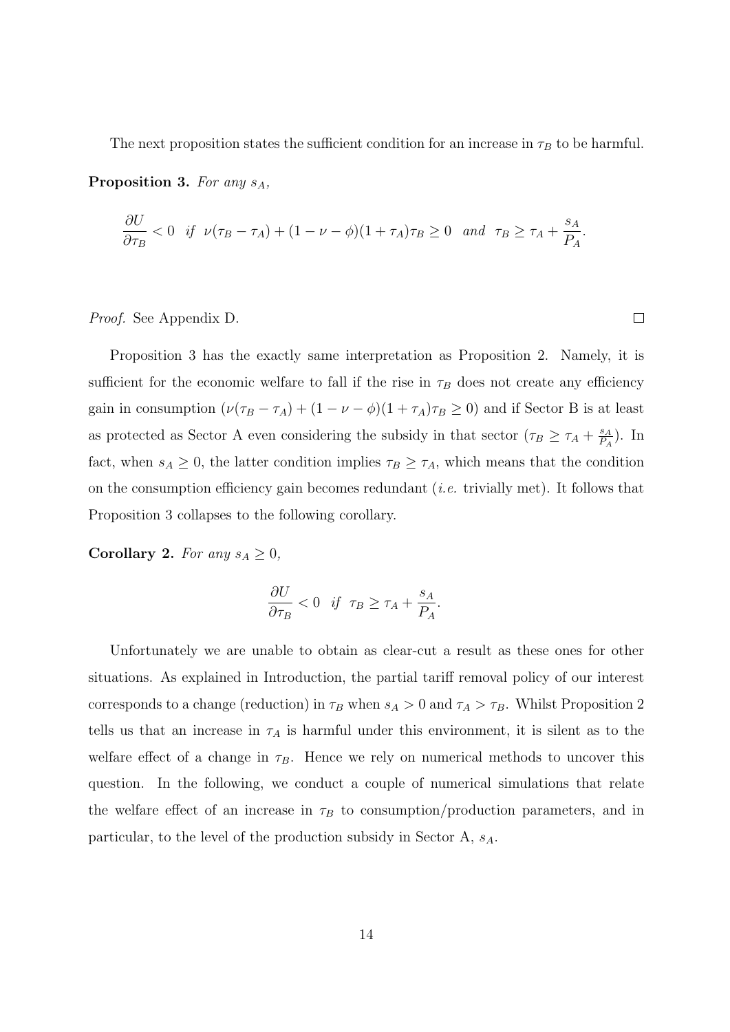The next proposition states the sufficient condition for an increase in $\tau_B$ to be harmful.

**Proposition 3.** *For any $s_A$,*

$$\frac{\partial U}{\partial \tau_B} < 0 \quad \textit{if} \quad \nu(\tau_B - \tau_A) + (1 - \nu - \phi)(1 + \tau_A)\tau_B \geq 0 \quad \textit{and} \quad \tau_B \geq \tau_A + \frac{s_A}{P_A}.$$

*Proof.* See Appendix D. □

Proposition 3 has the exactly same interpretation as Proposition 2. Namely, it is sufficient for the economic welfare to fall if the rise in $\tau_B$ does not create any efficiency gain in consumption ($\nu(\tau_B - \tau_A) + (1 - \nu - \phi)(1 + \tau_A)\tau_B \geq 0$) and if Sector B is at least as protected as Sector A even considering the subsidy in that sector ($\tau_B \geq \tau_A + \frac{s_A}{P_A}$). In fact, when $s_A \geq 0$, the latter condition implies $\tau_B \geq \tau_A$, which means that the condition on the consumption efficiency gain becomes redundant (*i.e.* trivially met). It follows that Proposition 3 collapses to the following corollary.

**Corollary 2.** *For any $s_A \geq 0$,*

$$\frac{\partial U}{\partial \tau_B} < 0 \quad \textit{if} \quad \tau_B \geq \tau_A + \frac{s_A}{P_A}.$$

Unfortunately we are unable to obtain as clear-cut a result as these ones for other situations. As explained in Introduction, the partial tariff removal policy of our interest corresponds to a change (reduction) in $\tau_B$ when $s_A > 0$ and $\tau_A > \tau_B$. Whilst Proposition 2 tells us that an increase in $\tau_A$ is harmful under this environment, it is silent as to the welfare effect of a change in $\tau_B$. Hence we rely on numerical methods to uncover this question. In the following, we conduct a couple of numerical simulations that relate the welfare effect of an increase in $\tau_B$ to consumption/production parameters, and in particular, to the level of the production subsidy in Sector A, $s_A$.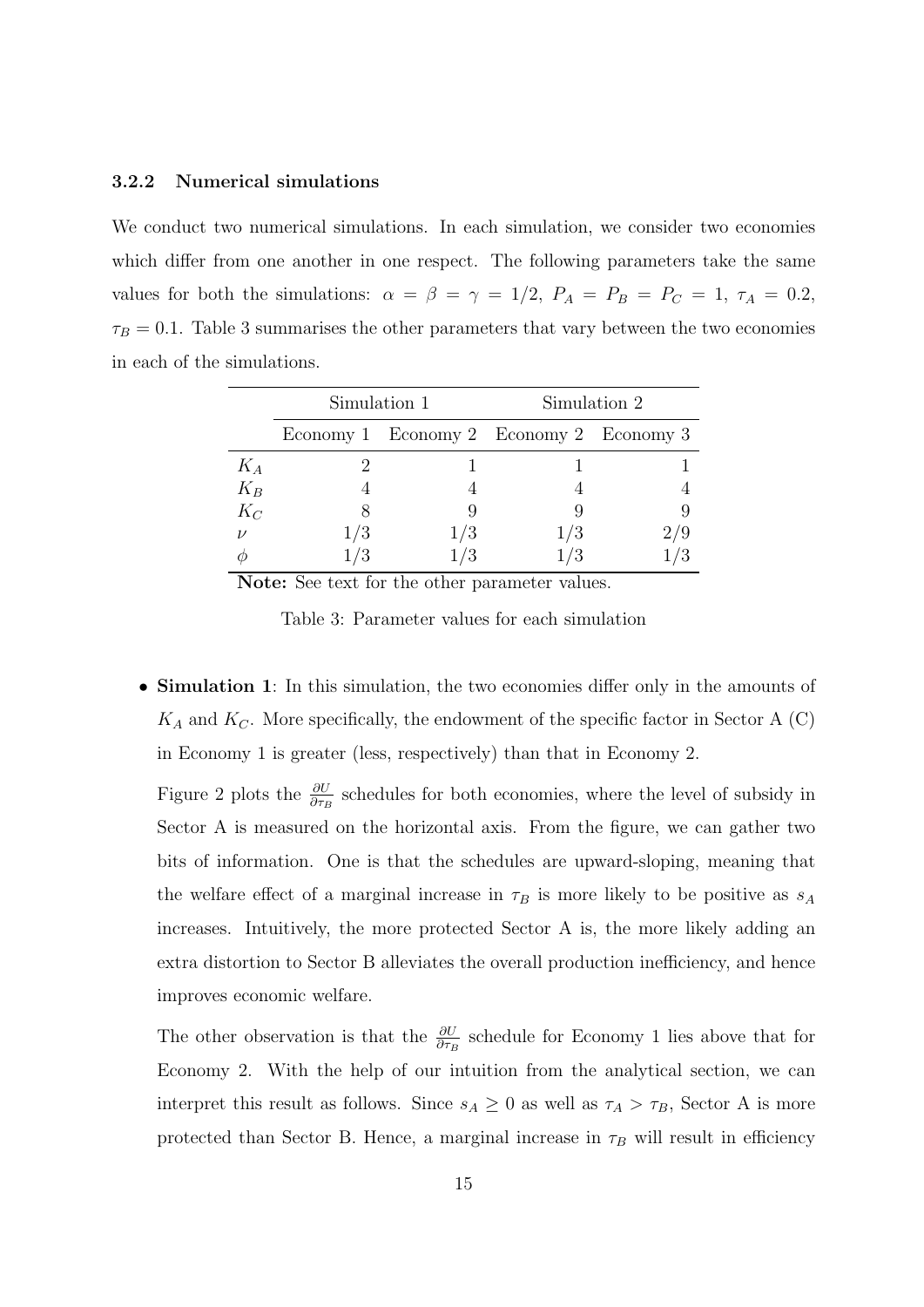### 3.2.2 Numerical simulations

We conduct two numerical simulations. In each simulation, we consider two economies which differ from one another in one respect. The following parameters take the same values for both the simulations: $\alpha = \beta = \gamma = 1/2$, $P_A = P_B = P_C = 1$, $\tau_A = 0.2$, $\tau_B = 0.1$. Table 3 summarises the other parameters that vary between the two economies in each of the simulations.

| | Simulation 1 | | Simulation 2 | |
|---|---|---|---|---|
| | Economy 1 | Economy 2 | Economy 2 | Economy 3 |
| $K_A$ | 2 | 1 | 1 | 1 |
| $K_B$ | 4 | 4 | 4 | 4 |
| $K_C$ | 8 | 9 | 9 | 9 |
| $\nu$ | 1/3 | 1/3 | 1/3 | 2/9 |
| $\phi$ | 1/3 | 1/3 | 1/3 | 1/3 |

**Note:** See text for the other parameter values.

Table 3: Parameter values for each simulation

- **Simulation 1**: In this simulation, the two economies differ only in the amounts of $K_A$ and $K_C$. More specifically, the endowment of the specific factor in Sector A (C) in Economy 1 is greater (less, respectively) than that in Economy 2.

  Figure 2 plots the $\frac{\partial U}{\partial \tau_B}$ schedules for both economies, where the level of subsidy in Sector A is measured on the horizontal axis. From the figure, we can gather two bits of information. One is that the schedules are upward-sloping, meaning that the welfare effect of a marginal increase in $\tau_B$ is more likely to be positive as $s_A$ increases. Intuitively, the more protected Sector A is, the more likely adding an extra distortion to Sector B alleviates the overall production inefficiency, and hence improves economic welfare.

  The other observation is that the $\frac{\partial U}{\partial \tau_B}$ schedule for Economy 1 lies above that for Economy 2. With the help of our intuition from the analytical section, we can interpret this result as follows. Since $s_A \geq 0$ as well as $\tau_A > \tau_B$, Sector A is more protected than Sector B. Hence, a marginal increase in $\tau_B$ will result in efficiency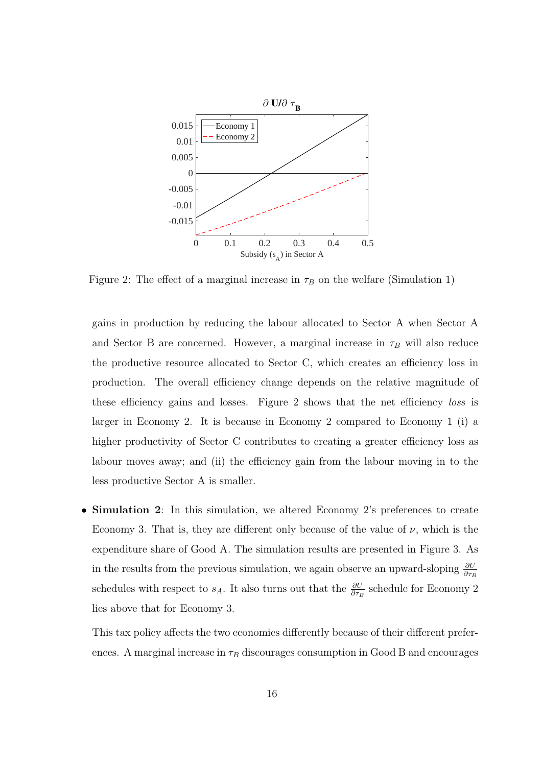Figure 2: The effect of a marginal increase in $\tau_B$ on the welfare (Simulation 1)

gains in production by reducing the labour allocated to Sector A when Sector A and Sector B are concerned. However, a marginal increase in $\tau_B$ will also reduce the productive resource allocated to Sector C, which creates an efficiency loss in production. The overall efficiency change depends on the relative magnitude of these efficiency gains and losses. Figure 2 shows that the net efficiency *loss* is larger in Economy 2. It is because in Economy 2 compared to Economy 1 (i) a higher productivity of Sector C contributes to creating a greater efficiency loss as labour moves away; and (ii) the efficiency gain from the labour moving in to the less productive Sector A is smaller.

- **Simulation 2**: In this simulation, we altered Economy 2's preferences to create Economy 3. That is, they are different only because of the value of $\nu$, which is the expenditure share of Good A. The simulation results are presented in Figure 3. As in the results from the previous simulation, we again observe an upward-sloping $\frac{\partial U}{\partial \tau_B}$ schedules with respect to $s_A$. It also turns out that the $\frac{\partial U}{\partial \tau_B}$ schedule for Economy 2 lies above that for Economy 3.

  This tax policy affects the two economies differently because of their different preferences. A marginal increase in $\tau_B$ discourages consumption in Good B and encourages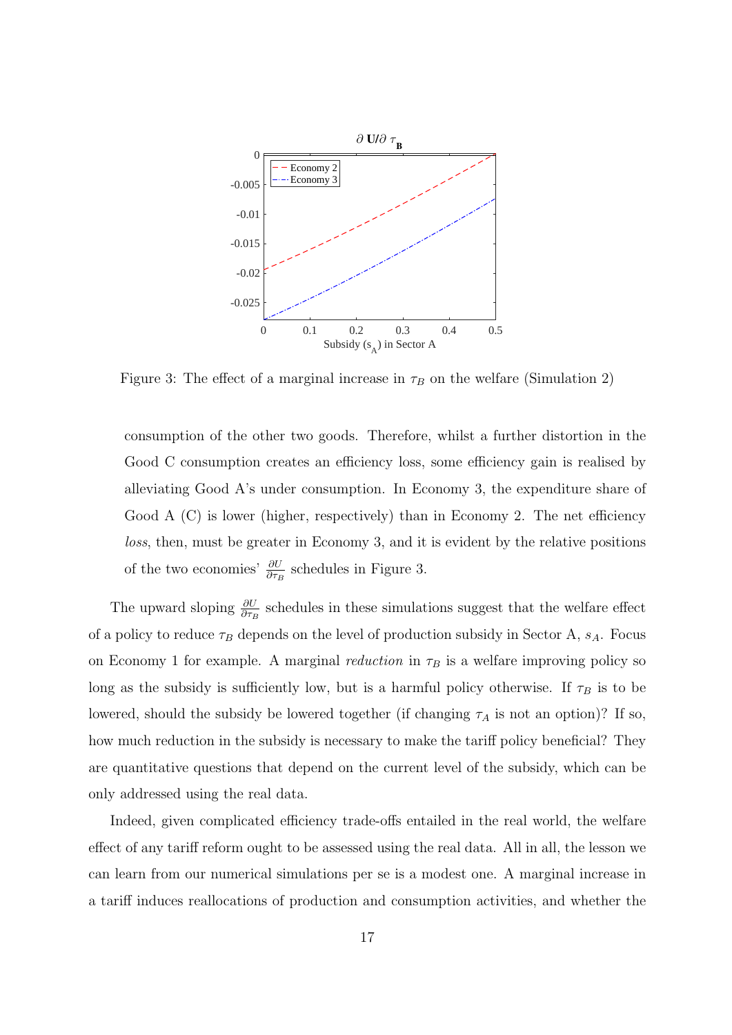Figure 3: The effect of a marginal increase in $\tau_B$ on the welfare (Simulation 2)

consumption of the other two goods. Therefore, whilst a further distortion in the Good C consumption creates an efficiency loss, some efficiency gain is realised by alleviating Good A's under consumption. In Economy 3, the expenditure share of Good A (C) is lower (higher, respectively) than in Economy 2. The net efficiency *loss*, then, must be greater in Economy 3, and it is evident by the relative positions of the two economies' $\frac{\partial U}{\partial \tau_B}$ schedules in Figure 3.

The upward sloping $\frac{\partial U}{\partial \tau_B}$ schedules in these simulations suggest that the welfare effect of a policy to reduce $\tau_B$ depends on the level of production subsidy in Sector A, $s_A$. Focus on Economy 1 for example. A marginal *reduction* in $\tau_B$ is a welfare improving policy so long as the subsidy is sufficiently low, but is a harmful policy otherwise. If $\tau_B$ is to be lowered, should the subsidy be lowered together (if changing $\tau_A$ is not an option)? If so, how much reduction in the subsidy is necessary to make the tariff policy beneficial? They are quantitative questions that depend on the current level of the subsidy, which can be only addressed using the real data.

Indeed, given complicated efficiency trade-offs entailed in the real world, the welfare effect of any tariff reform ought to be assessed using the real data. All in all, the lesson we can learn from our numerical simulations per se is a modest one. A marginal increase in a tariff induces reallocations of production and consumption activities, and whether the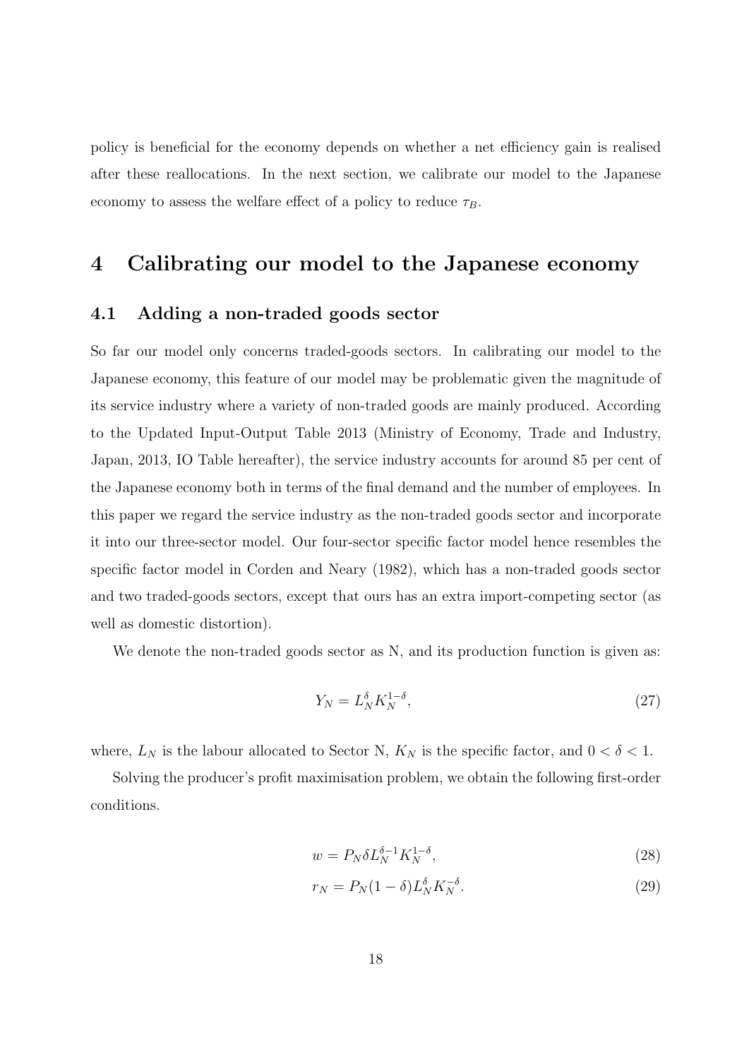policy is beneficial for the economy depends on whether a net efficiency gain is realised after these reallocations. In the next section, we calibrate our model to the Japanese economy to assess the welfare effect of a policy to reduce $\tau_B$.

# 4 Calibrating our model to the Japanese economy

## 4.1 Adding a non-traded goods sector

So far our model only concerns traded-goods sectors. In calibrating our model to the Japanese economy, this feature of our model may be problematic given the magnitude of its service industry where a variety of non-traded goods are mainly produced. According to the Updated Input-Output Table 2013 (Ministry of Economy, Trade and Industry, Japan, 2013, IO Table hereafter), the service industry accounts for around 85 per cent of the Japanese economy both in terms of the final demand and the number of employees. In this paper we regard the service industry as the non-traded goods sector and incorporate it into our three-sector model. Our four-sector specific factor model hence resembles the specific factor model in Corden and Neary (1982), which has a non-traded goods sector and two traded-goods sectors, except that ours has an extra import-competing sector (as well as domestic distortion).

We denote the non-traded goods sector as N, and its production function is given as:

$$Y_N = L_N^{\delta} K_N^{1-\delta}, \tag{27}$$

where, $L_N$ is the labour allocated to Sector N, $K_N$ is the specific factor, and $0 < \delta < 1$.

Solving the producer's profit maximisation problem, we obtain the following first-order conditions.

$$w = P_N \delta L_N^{\delta-1} K_N^{1-\delta}, \tag{28}$$

$$r_N = P_N (1-\delta) L_N^{\delta} K_N^{-\delta}. \tag{29}$$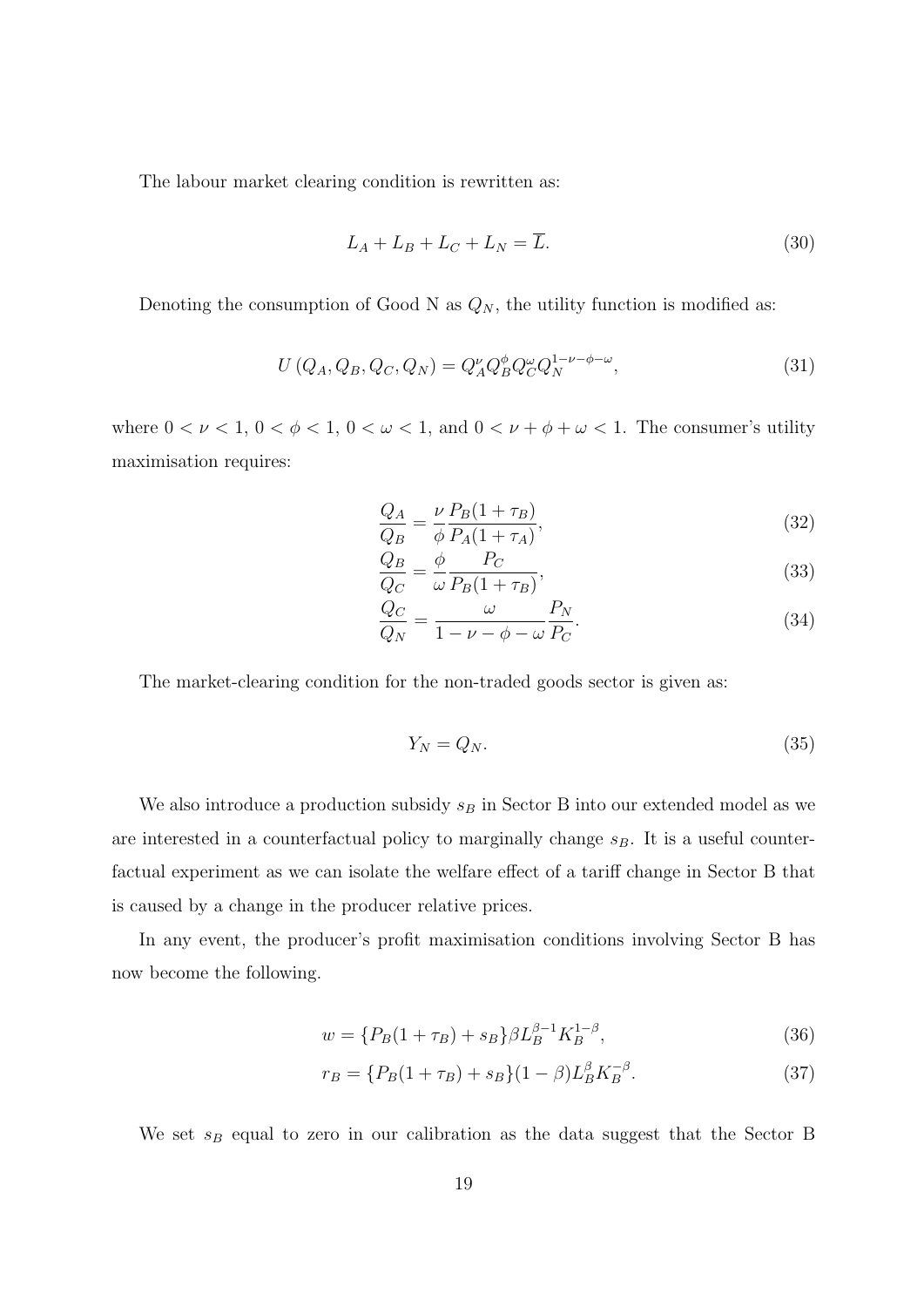The labour market clearing condition is rewritten as:

$$L_A + L_B + L_C + L_N = \overline{L}. \tag{30}$$

Denoting the consumption of Good N as $Q_N$, the utility function is modified as:

$$U\left(Q_A, Q_B, Q_C, Q_N\right) = Q_A^{\nu} Q_B^{\phi} Q_C^{\omega} Q_N^{1-\nu-\phi-\omega}, \tag{31}$$

where $0 < \nu < 1$, $0 < \phi < 1$, $0 < \omega < 1$, and $0 < \nu + \phi + \omega < 1$. The consumer's utility maximisation requires:

$$\frac{Q_A}{Q_B} = \frac{\nu}{\phi} \frac{P_B(1+\tau_B)}{P_A(1+\tau_A)}, \tag{32}$$

$$\frac{Q_B}{Q_C} = \frac{\phi}{\omega} \frac{P_C}{P_B(1+\tau_B)}, \tag{33}$$

$$\frac{Q_C}{Q_N} = \frac{\omega}{1-\nu-\phi-\omega} \frac{P_N}{P_C}. \tag{34}$$

The market-clearing condition for the non-traded goods sector is given as:

$$Y_N = Q_N. \tag{35}$$

We also introduce a production subsidy $s_B$ in Sector B into our extended model as we are interested in a counterfactual policy to marginally change $s_B$. It is a useful counterfactual experiment as we can isolate the welfare effect of a tariff change in Sector B that is caused by a change in the producer relative prices.

In any event, the producer's profit maximisation conditions involving Sector B has now become the following.

$$w = \{P_B(1+\tau_B) + s_B\}\beta L_B^{\beta-1} K_B^{1-\beta}, \tag{36}$$

$$r_B = \{P_B(1+\tau_B) + s_B\}(1-\beta) L_B^{\beta} K_B^{-\beta}. \tag{37}$$

We set $s_B$ equal to zero in our calibration as the data suggest that the Sector B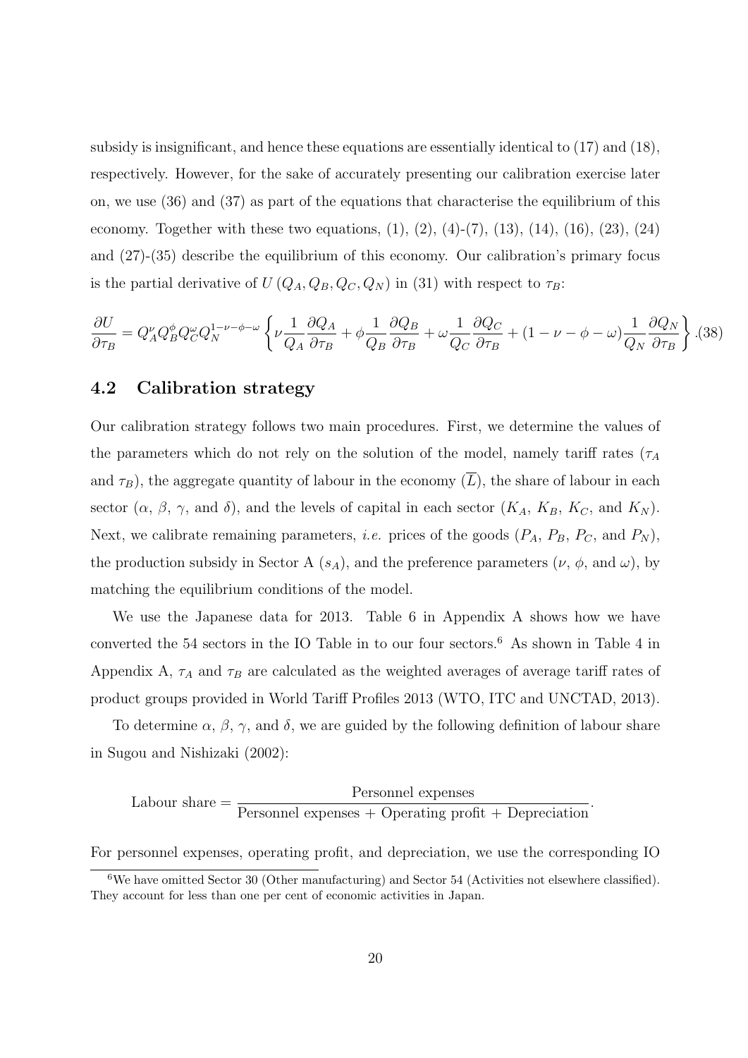subsidy is insignificant, and hence these equations are essentially identical to (17) and (18), respectively. However, for the sake of accurately presenting our calibration exercise later on, we use (36) and (37) as part of the equations that characterise the equilibrium of this economy. Together with these two equations, (1), (2), (4)-(7), (13), (14), (16), (23), (24) and (27)-(35) describe the equilibrium of this economy. Our calibration's primary focus is the partial derivative of $U(Q_A, Q_B, Q_C, Q_N)$ in (31) with respect to $\tau_B$:

$$\frac{\partial U}{\partial \tau_B} = Q_A^{\nu} Q_B^{\phi} Q_C^{\omega} Q_N^{1-\nu-\phi-\omega} \left\{ \nu \frac{1}{Q_A} \frac{\partial Q_A}{\partial \tau_B} + \phi \frac{1}{Q_B} \frac{\partial Q_B}{\partial \tau_B} + \omega \frac{1}{Q_C} \frac{\partial Q_C}{\partial \tau_B} + (1-\nu-\phi-\omega) \frac{1}{Q_N} \frac{\partial Q_N}{\partial \tau_B} \right\}. \tag{38}$$

## 4.2 Calibration strategy

Our calibration strategy follows two main procedures. First, we determine the values of the parameters which do not rely on the solution of the model, namely tariff rates ($\tau_A$ and $\tau_B$), the aggregate quantity of labour in the economy ($\overline{L}$), the share of labour in each sector ($\alpha$, $\beta$, $\gamma$, and $\delta$), and the levels of capital in each sector ($K_A$, $K_B$, $K_C$, and $K_N$). Next, we calibrate remaining parameters, *i.e.* prices of the goods ($P_A$, $P_B$, $P_C$, and $P_N$), the production subsidy in Sector A ($s_A$), and the preference parameters ($\nu$, $\phi$, and $\omega$), by matching the equilibrium conditions of the model.

We use the Japanese data for 2013. Table 6 in Appendix A shows how we have converted the 54 sectors in the IO Table in to our four sectors.[6] As shown in Table 4 in Appendix A, $\tau_A$ and $\tau_B$ are calculated as the weighted averages of average tariff rates of product groups provided in World Tariff Profiles 2013 (WTO, ITC and UNCTAD, 2013).

To determine $\alpha$, $\beta$, $\gamma$, and $\delta$, we are guided by the following definition of labour share in Sugou and Nishizaki (2002):

$$\text{Labour share} = \frac{\text{Personnel expenses}}{\text{Personnel expenses + Operating profit + Depreciation}}.$$

For personnel expenses, operating profit, and depreciation, we use the corresponding IO

[6] We have omitted Sector 30 (Other manufacturing) and Sector 54 (Activities not elsewhere classified). They account for less than one per cent of economic activities in Japan.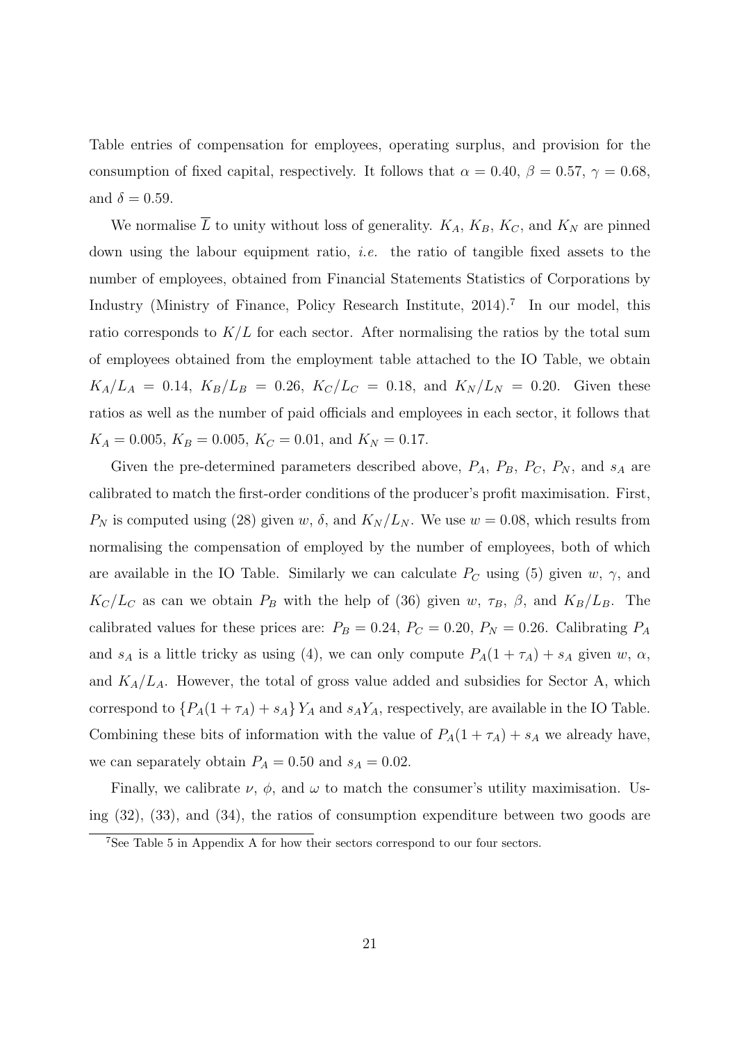Table entries of compensation for employees, operating surplus, and provision for the consumption of fixed capital, respectively. It follows that $\alpha = 0.40$, $\beta = 0.57$, $\gamma = 0.68$, and $\delta = 0.59$.

We normalise $\overline{L}$ to unity without loss of generality. $K_A$, $K_B$, $K_C$, and $K_N$ are pinned down using the labour equipment ratio, *i.e.* the ratio of tangible fixed assets to the number of employees, obtained from Financial Statements Statistics of Corporations by Industry (Ministry of Finance, Policy Research Institute, 2014).[7] In our model, this ratio corresponds to $K/L$ for each sector. After normalising the ratios by the total sum of employees obtained from the employment table attached to the IO Table, we obtain $K_A/L_A = 0.14$, $K_B/L_B = 0.26$, $K_C/L_C = 0.18$, and $K_N/L_N = 0.20$. Given these ratios as well as the number of paid officials and employees in each sector, it follows that $K_A = 0.005$, $K_B = 0.005$, $K_C = 0.01$, and $K_N = 0.17$.

Given the pre-determined parameters described above, $P_A$, $P_B$, $P_C$, $P_N$, and $s_A$ are calibrated to match the first-order conditions of the producer's profit maximisation. First, $P_N$ is computed using (28) given $w$, $\delta$, and $K_N/L_N$. We use $w = 0.08$, which results from normalising the compensation of employed by the number of employees, both of which are available in the IO Table. Similarly we can calculate $P_C$ using (5) given $w$, $\gamma$, and $K_C/L_C$ as can we obtain $P_B$ with the help of (36) given $w$, $\tau_B$, $\beta$, and $K_B/L_B$. The calibrated values for these prices are: $P_B = 0.24$, $P_C = 0.20$, $P_N = 0.26$. Calibrating $P_A$ and $s_A$ is a little tricky as using (4), we can only compute $P_A(1 + \tau_A) + s_A$ given $w$, $\alpha$, and $K_A/L_A$. However, the total of gross value added and subsidies for Sector A, which correspond to $\{P_A(1 + \tau_A) + s_A\}Y_A$ and $s_A Y_A$, respectively, are available in the IO Table. Combining these bits of information with the value of $P_A(1 + \tau_A) + s_A$ we already have, we can separately obtain $P_A = 0.50$ and $s_A = 0.02$.

Finally, we calibrate $\nu$, $\phi$, and $\omega$ to match the consumer's utility maximisation. Using (32), (33), and (34), the ratios of consumption expenditure between two goods are

[7] See Table 5 in Appendix A for how their sectors correspond to our four sectors.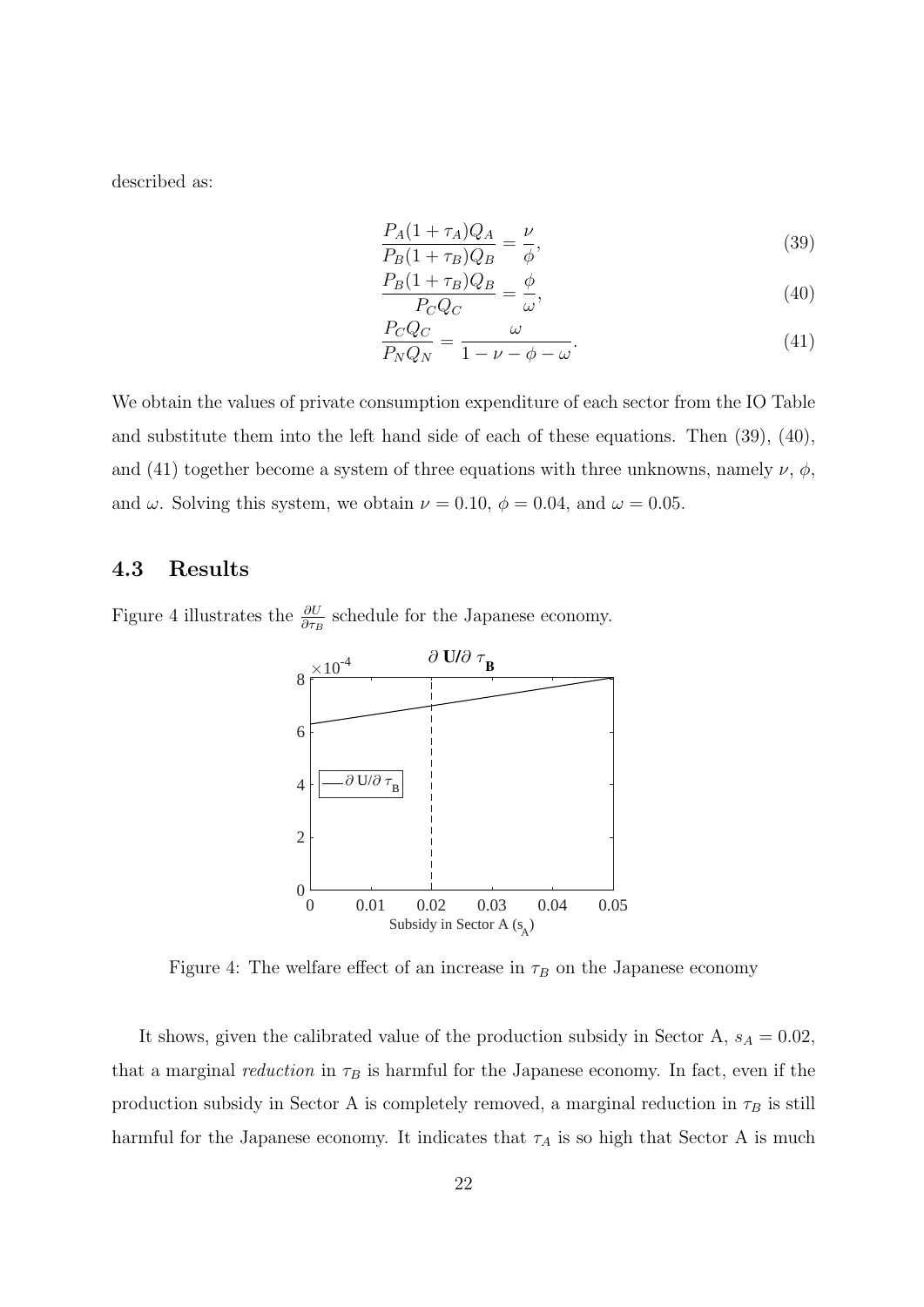described as:

$$\frac{P_A(1+\tau_A)Q_A}{P_B(1+\tau_B)Q_B} = \frac{\nu}{\phi}, \tag{39}$$

$$\frac{P_B(1+\tau_B)Q_B}{P_C Q_C} = \frac{\phi}{\omega}, \tag{40}$$

$$\frac{P_C Q_C}{P_N Q_N} = \frac{\omega}{1-\nu-\phi-\omega}. \tag{41}$$

We obtain the values of private consumption expenditure of each sector from the IO Table and substitute them into the left hand side of each of these equations. Then (39), (40), and (41) together become a system of three equations with three unknowns, namely $\nu$, $\phi$, and $\omega$. Solving this system, we obtain $\nu = 0.10$, $\phi = 0.04$, and $\omega = 0.05$.

### 4.3 Results

Figure 4 illustrates the $\frac{\partial U}{\partial \tau_B}$ schedule for the Japanese economy.

Figure 4: The welfare effect of an increase in $\tau_B$ on the Japanese economy

It shows, given the calibrated value of the production subsidy in Sector A, $s_A = 0.02$, that a marginal *reduction* in $\tau_B$ is harmful for the Japanese economy. In fact, even if the production subsidy in Sector A is completely removed, a marginal reduction in $\tau_B$ is still harmful for the Japanese economy. It indicates that $\tau_A$ is so high that Sector A is much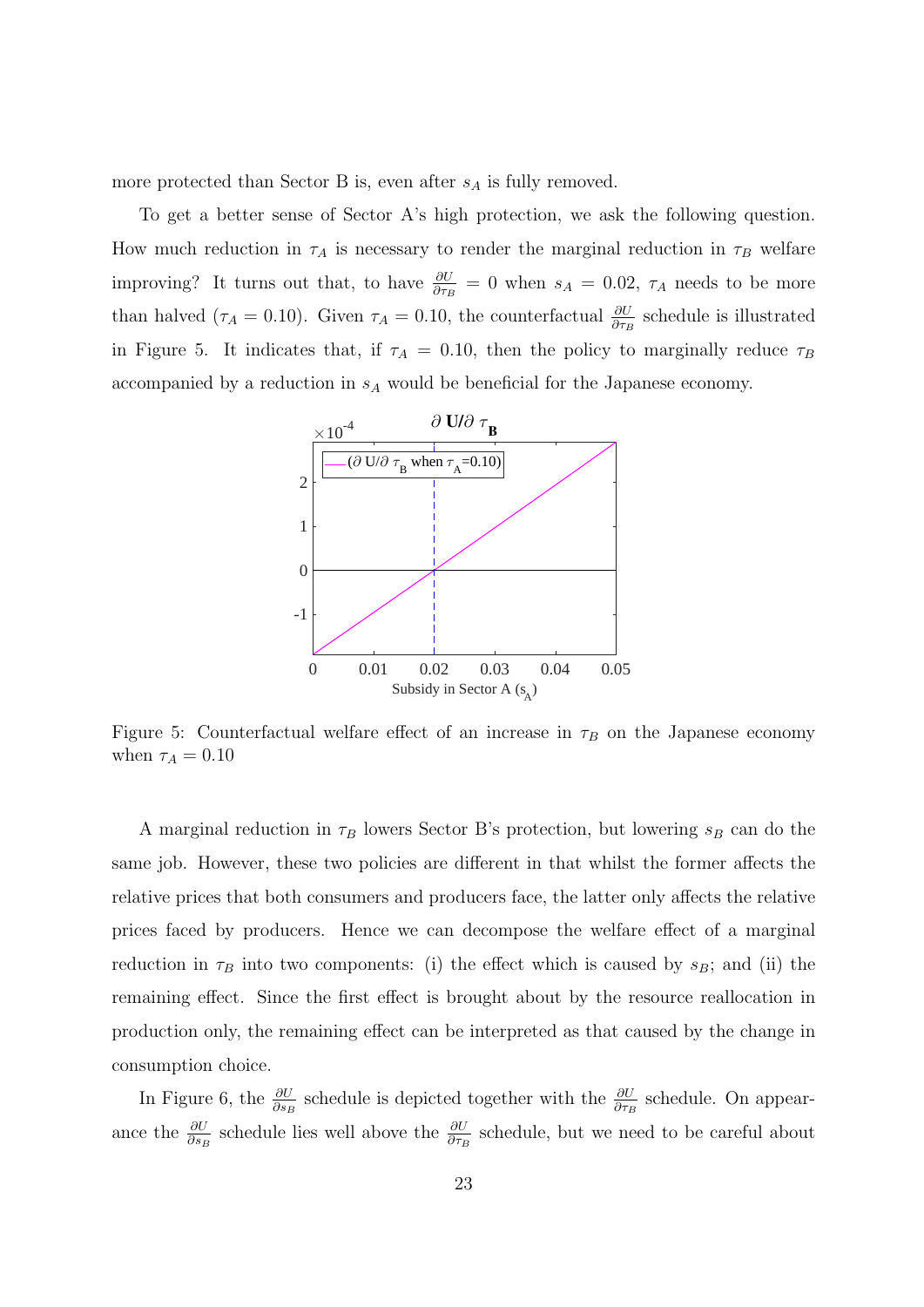more protected than Sector B is, even after $s_A$ is fully removed.

To get a better sense of Sector A's high protection, we ask the following question. How much reduction in $\tau_A$ is necessary to render the marginal reduction in $\tau_B$ welfare improving? It turns out that, to have $\frac{\partial U}{\partial \tau_B} = 0$ when $s_A = 0.02$, $\tau_A$ needs to be more than halved ($\tau_A = 0.10$). Given $\tau_A = 0.10$, the counterfactual $\frac{\partial U}{\partial \tau_B}$ schedule is illustrated in Figure 5. It indicates that, if $\tau_A = 0.10$, then the policy to marginally reduce $\tau_B$ accompanied by a reduction in $s_A$ would be beneficial for the Japanese economy.

Figure 5: Counterfactual welfare effect of an increase in $\tau_B$ on the Japanese economy when $\tau_A = 0.10$

A marginal reduction in $\tau_B$ lowers Sector B's protection, but lowering $s_B$ can do the same job. However, these two policies are different in that whilst the former affects the relative prices that both consumers and producers face, the latter only affects the relative prices faced by producers. Hence we can decompose the welfare effect of a marginal reduction in $\tau_B$ into two components: (i) the effect which is caused by $s_B$; and (ii) the remaining effect. Since the first effect is brought about by the resource reallocation in production only, the remaining effect can be interpreted as that caused by the change in consumption choice.

In Figure 6, the $\frac{\partial U}{\partial s_B}$ schedule is depicted together with the $\frac{\partial U}{\partial \tau_B}$ schedule. On appearance the $\frac{\partial U}{\partial s_B}$ schedule lies well above the $\frac{\partial U}{\partial \tau_B}$ schedule, but we need to be careful about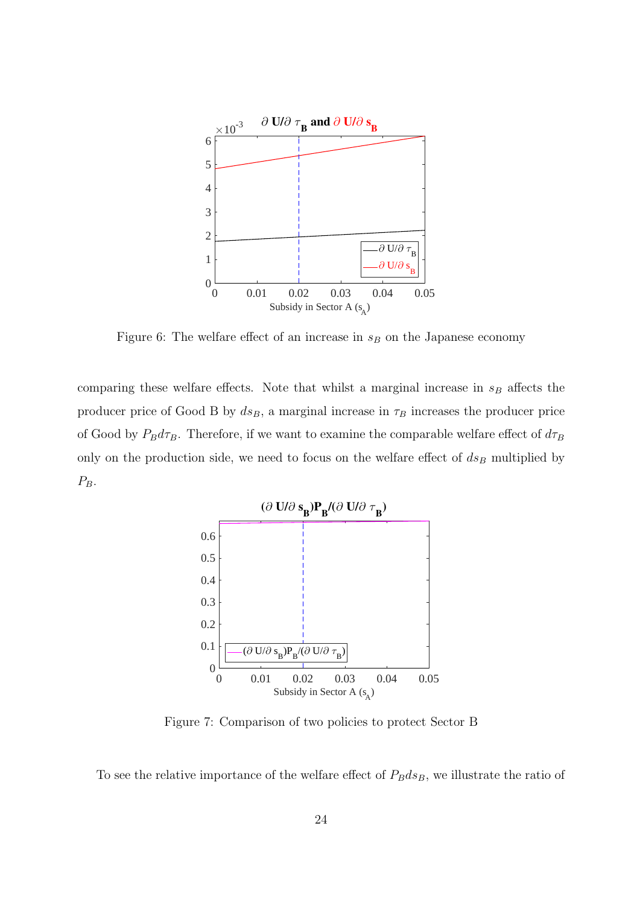Figure 6: The welfare effect of an increase in $s_B$ on the Japanese economy

comparing these welfare effects. Note that whilst a marginal increase in $s_B$ affects the producer price of Good B by $ds_B$, a marginal increase in $\tau_B$ increases the producer price of Good by $P_B d\tau_B$. Therefore, if we want to examine the comparable welfare effect of $d\tau_B$ only on the production side, we need to focus on the welfare effect of $ds_B$ multiplied by $P_B$.

Figure 7: Comparison of two policies to protect Sector B

To see the relative importance of the welfare effect of $P_B ds_B$, we illustrate the ratio of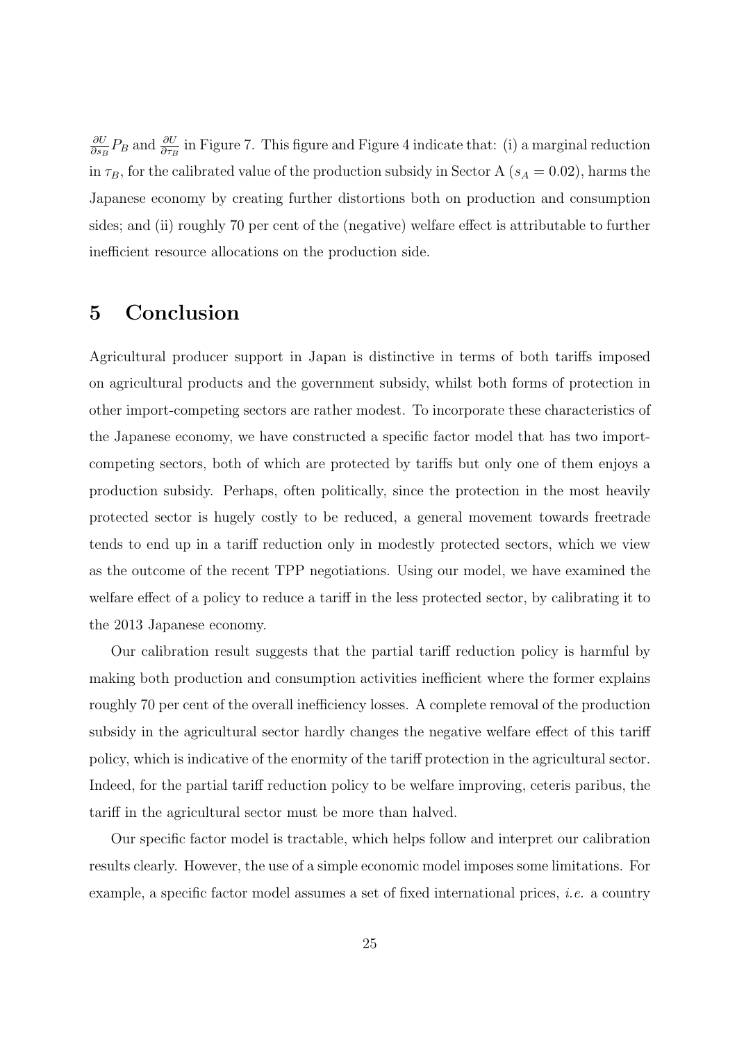$\frac{\partial U}{\partial s_B} P_B$ and $\frac{\partial U}{\partial \tau_B}$ in Figure 7. This figure and Figure 4 indicate that: (i) a marginal reduction in $\tau_B$, for the calibrated value of the production subsidy in Sector A ($s_A = 0.02$), harms the Japanese economy by creating further distortions both on production and consumption sides; and (ii) roughly 70 per cent of the (negative) welfare effect is attributable to further inefficient resource allocations on the production side.

# 5 Conclusion

Agricultural producer support in Japan is distinctive in terms of both tariffs imposed on agricultural products and the government subsidy, whilst both forms of protection in other import-competing sectors are rather modest. To incorporate these characteristics of the Japanese economy, we have constructed a specific factor model that has two import-competing sectors, both of which are protected by tariffs but only one of them enjoys a production subsidy. Perhaps, often politically, since the protection in the most heavily protected sector is hugely costly to be reduced, a general movement towards freetrade tends to end up in a tariff reduction only in modestly protected sectors, which we view as the outcome of the recent TPP negotiations. Using our model, we have examined the welfare effect of a policy to reduce a tariff in the less protected sector, by calibrating it to the 2013 Japanese economy.

Our calibration result suggests that the partial tariff reduction policy is harmful by making both production and consumption activities inefficient where the former explains roughly 70 per cent of the overall inefficiency losses. A complete removal of the production subsidy in the agricultural sector hardly changes the negative welfare effect of this tariff policy, which is indicative of the enormity of the tariff protection in the agricultural sector. Indeed, for the partial tariff reduction policy to be welfare improving, ceteris paribus, the tariff in the agricultural sector must be more than halved.

Our specific factor model is tractable, which helps follow and interpret our calibration results clearly. However, the use of a simple economic model imposes some limitations. For example, a specific factor model assumes a set of fixed international prices, *i.e.* a country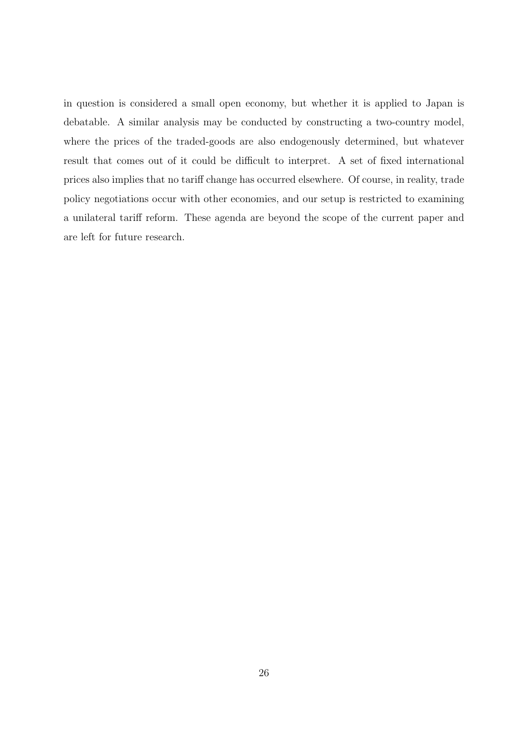in question is considered a small open economy, but whether it is applied to Japan is debatable. A similar analysis may be conducted by constructing a two-country model, where the prices of the traded-goods are also endogenously determined, but whatever result that comes out of it could be difficult to interpret. A set of fixed international prices also implies that no tariff change has occurred elsewhere. Of course, in reality, trade policy negotiations occur with other economies, and our setup is restricted to examining a unilateral tariff reform. These agenda are beyond the scope of the current paper and are left for future research.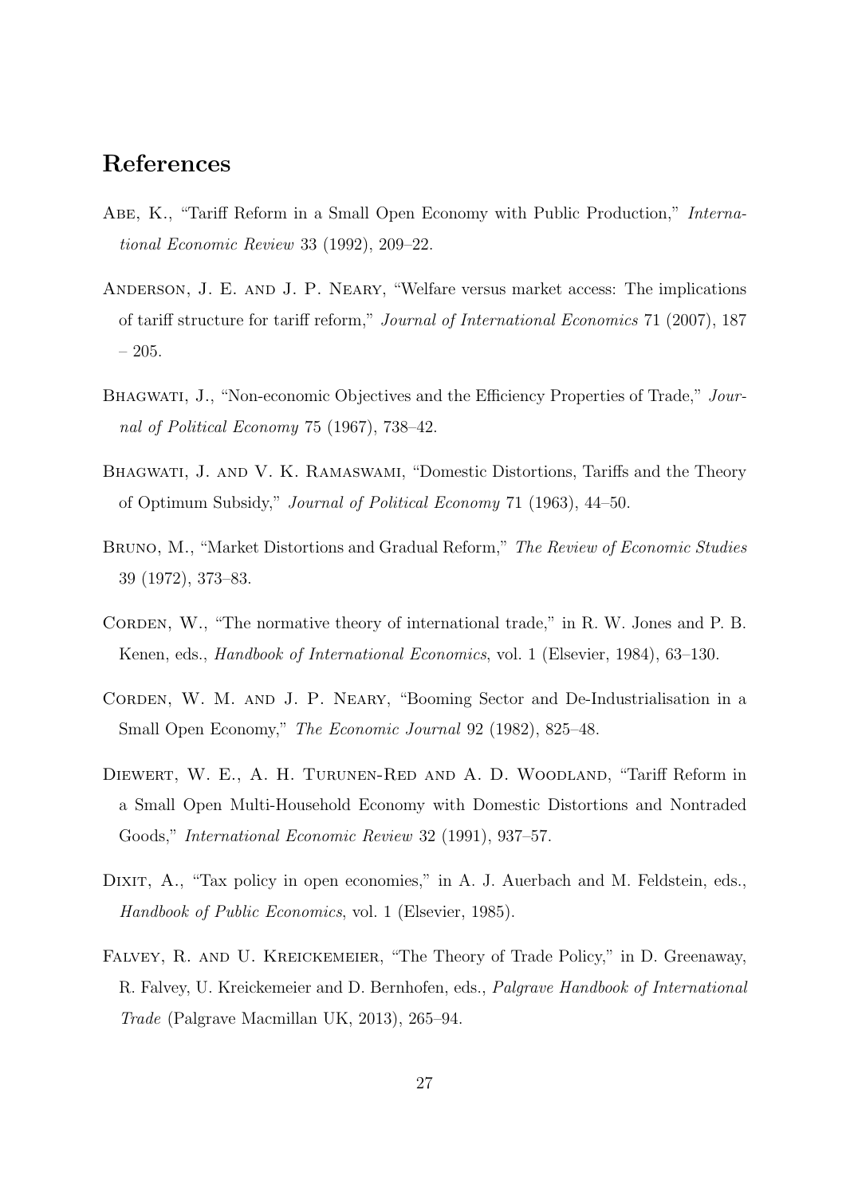## References

Abe, K., "Tariff Reform in a Small Open Economy with Public Production," *International Economic Review* 33 (1992), 209–22.

Anderson, J. E. and J. P. Neary, "Welfare versus market access: The implications of tariff structure for tariff reform," *Journal of International Economics* 71 (2007), 187 – 205.

Bhagwati, J., "Non-economic Objectives and the Efficiency Properties of Trade," *Journal of Political Economy* 75 (1967), 738–42.

Bhagwati, J. and V. K. Ramaswami, "Domestic Distortions, Tariffs and the Theory of Optimum Subsidy," *Journal of Political Economy* 71 (1963), 44–50.

Bruno, M., "Market Distortions and Gradual Reform," *The Review of Economic Studies* 39 (1972), 373–83.

Corden, W., "The normative theory of international trade," in R. W. Jones and P. B. Kenen, eds., *Handbook of International Economics*, vol. 1 (Elsevier, 1984), 63–130.

Corden, W. M. and J. P. Neary, "Booming Sector and De-Industrialisation in a Small Open Economy," *The Economic Journal* 92 (1982), 825–48.

Diewert, W. E., A. H. Turunen-Red and A. D. Woodland, "Tariff Reform in a Small Open Multi-Household Economy with Domestic Distortions and Nontraded Goods," *International Economic Review* 32 (1991), 937–57.

Dixit, A., "Tax policy in open economies," in A. J. Auerbach and M. Feldstein, eds., *Handbook of Public Economics*, vol. 1 (Elsevier, 1985).

Falvey, R. and U. Kreickemeier, "The Theory of Trade Policy," in D. Greenaway, R. Falvey, U. Kreickemeier and D. Bernhofen, eds., *Palgrave Handbook of International Trade* (Palgrave Macmillan UK, 2013), 265–94.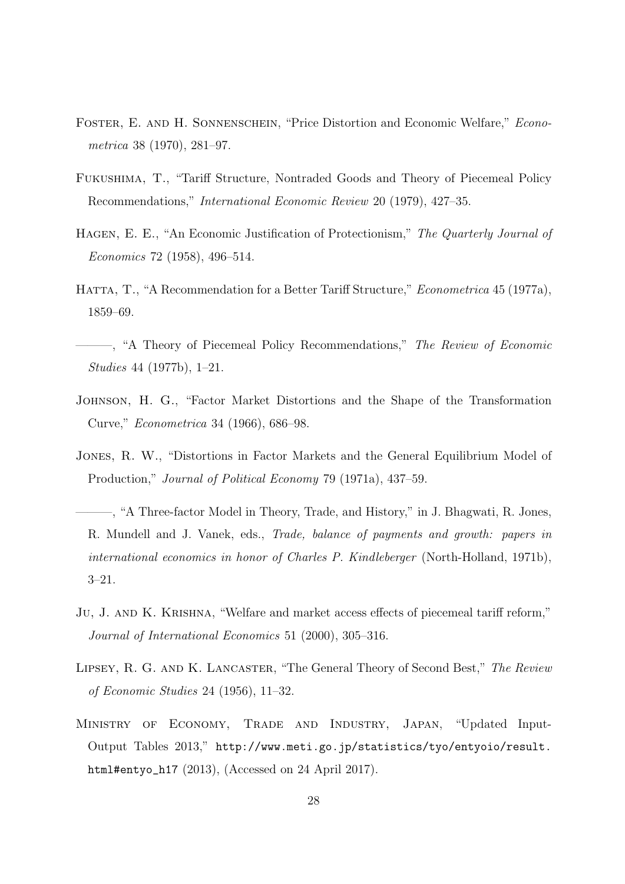Foster, E. and H. Sonnenschein, "Price Distortion and Economic Welfare," *Econometrica* 38 (1970), 281–97.

Fukushima, T., "Tariff Structure, Nontraded Goods and Theory of Piecemeal Policy Recommendations," *International Economic Review* 20 (1979), 427–35.

Hagen, E. E., "An Economic Justification of Protectionism," *The Quarterly Journal of Economics* 72 (1958), 496–514.

Hatta, T., "A Recommendation for a Better Tariff Structure," *Econometrica* 45 (1977a), 1859–69.

———, "A Theory of Piecemeal Policy Recommendations," *The Review of Economic Studies* 44 (1977b), 1–21.

Johnson, H. G., "Factor Market Distortions and the Shape of the Transformation Curve," *Econometrica* 34 (1966), 686–98.

Jones, R. W., "Distortions in Factor Markets and the General Equilibrium Model of Production," *Journal of Political Economy* 79 (1971a), 437–59.

———, "A Three-factor Model in Theory, Trade, and History," in J. Bhagwati, R. Jones, R. Mundell and J. Vanek, eds., *Trade, balance of payments and growth: papers in international economics in honor of Charles P. Kindleberger* (North-Holland, 1971b), 3–21.

Ju, J. and K. Krishna, "Welfare and market access effects of piecemeal tariff reform," *Journal of International Economics* 51 (2000), 305–316.

Lipsey, R. G. and K. Lancaster, "The General Theory of Second Best," *The Review of Economic Studies* 24 (1956), 11–32.

Ministry of Economy, Trade and Industry, Japan, "Updated Input-Output Tables 2013," http://www.meti.go.jp/statistics/tyo/entyoio/result.html#entyo_h17 (2013), (Accessed on 24 April 2017).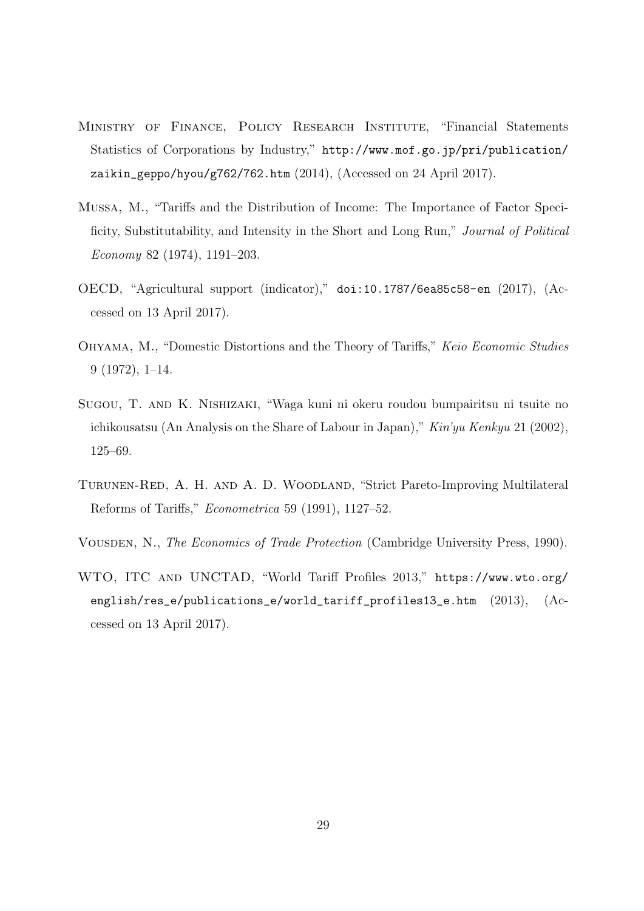Ministry of Finance, Policy Research Institute, "Financial Statements Statistics of Corporations by Industry," http://www.mof.go.jp/pri/publication/zaikin_geppo/hyou/g762/762.htm (2014), (Accessed on 24 April 2017).

Mussa, M., "Tariffs and the Distribution of Income: The Importance of Factor Specificity, Substitutability, and Intensity in the Short and Long Run," *Journal of Political Economy* 82 (1974), 1191–203.

OECD, "Agricultural support (indicator)," doi:10.1787/6ea85c58-en (2017), (Accessed on 13 April 2017).

Ohyama, M., "Domestic Distortions and the Theory of Tariffs," *Keio Economic Studies* 9 (1972), 1–14.

Sugou, T. and K. Nishizaki, "Waga kuni ni okeru roudou bumpairitsu ni tsuite no ichikousatsu (An Analysis on the Share of Labour in Japan)," *Kin'yu Kenkyu* 21 (2002), 125–69.

Turunen-Red, A. H. and A. D. Woodland, "Strict Pareto-Improving Multilateral Reforms of Tariffs," *Econometrica* 59 (1991), 1127–52.

Vousden, N., *The Economics of Trade Protection* (Cambridge University Press, 1990).

WTO, ITC and UNCTAD, "World Tariff Profiles 2013," https://www.wto.org/english/res_e/publications_e/world_tariff_profiles13_e.htm (2013), (Accessed on 13 April 2017).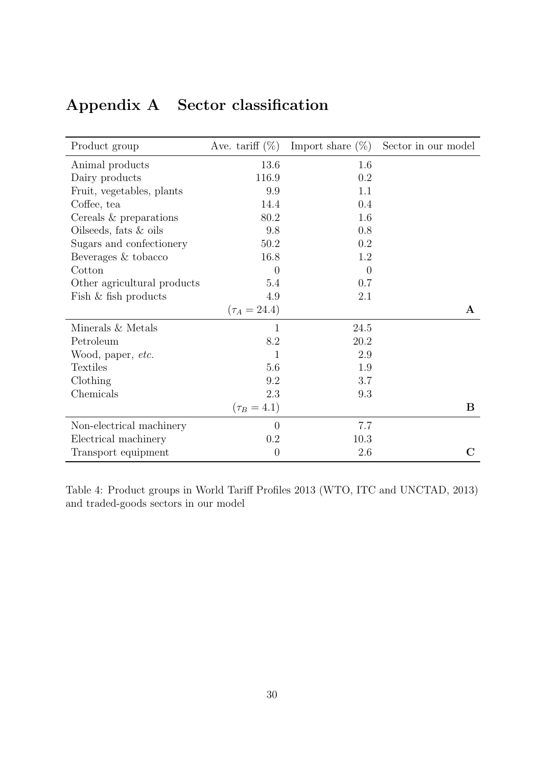## Appendix A Sector classification

| Product group | Ave. tariff (%) | Import share (%) | Sector in our model |
|---|---|---|---|
| Animal products | 13.6 | 1.6 | |
| Dairy products | 116.9 | 0.2 | |
| Fruit, vegetables, plants | 9.9 | 1.1 | |
| Coffee, tea | 14.4 | 0.4 | |
| Cereals & preparations | 80.2 | 1.6 | |
| Oilseeds, fats & oils | 9.8 | 0.8 | |
| Sugars and confectionery | 50.2 | 0.2 | |
| Beverages & tobacco | 16.8 | 1.2 | |
| Cotton | 0 | 0 | |
| Other agricultural products | 5.4 | 0.7 | |
| Fish & fish products | 4.9 | 2.1 | |
| | ($\tau_A = 24.4$) | | **A** |
| Minerals & Metals | 1 | 24.5 | |
| Petroleum | 8.2 | 20.2 | |
| Wood, paper, *etc.* | 1 | 2.9 | |
| Textiles | 5.6 | 1.9 | |
| Clothing | 9.2 | 3.7 | |
| Chemicals | 2.3 | 9.3 | |
| | ($\tau_B = 4.1$) | | **B** |
| Non-electrical machinery | 0 | 7.7 | |
| Electrical machinery | 0.2 | 10.3 | |
| Transport equipment | 0 | 2.6 | **C** |

Table 4: Product groups in World Tariff Profiles 2013 (WTO, ITC and UNCTAD, 2013) and traded-goods sectors in our model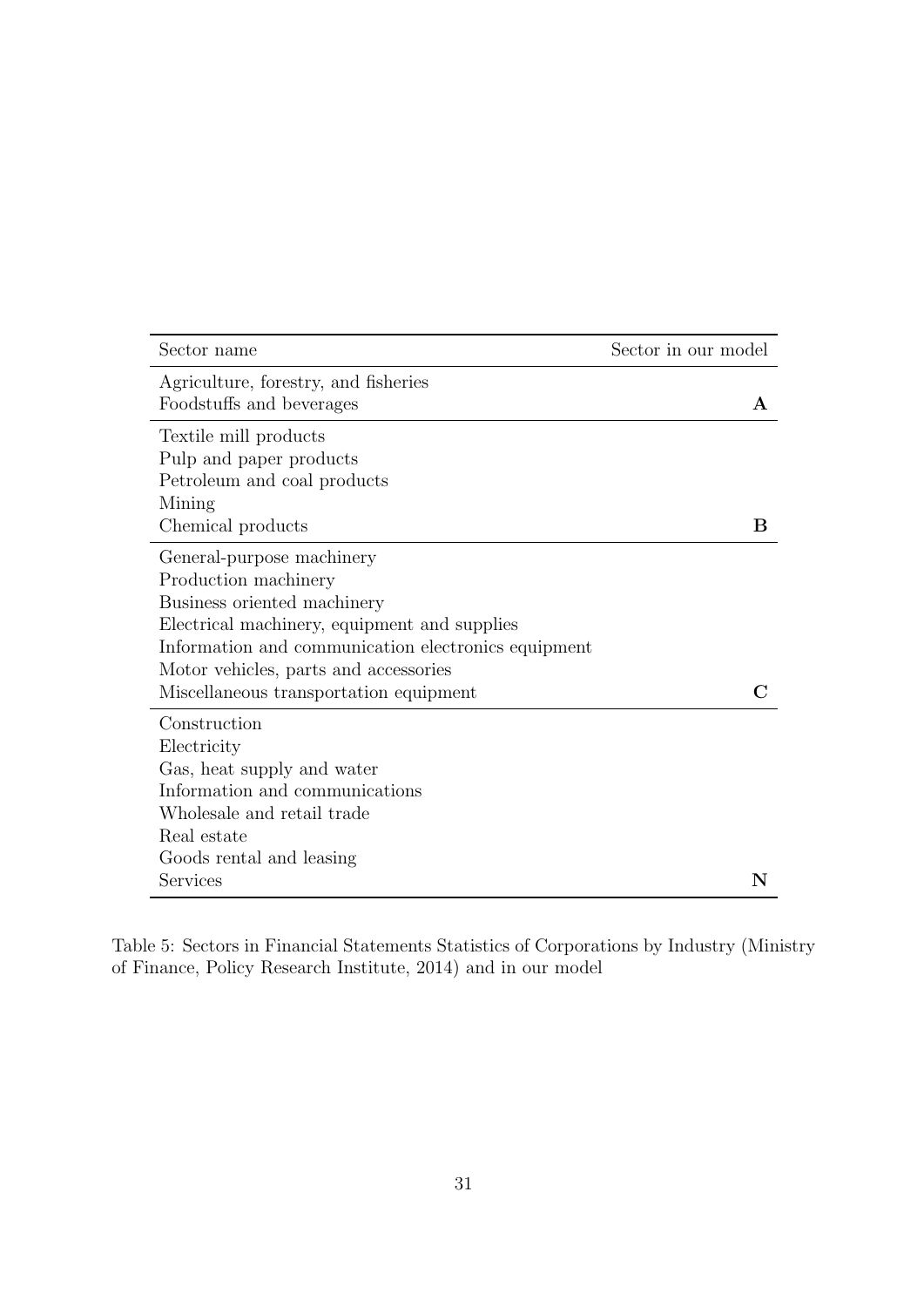| Sector name | Sector in our model |
|---|---|
| Agriculture, forestry, and fisheries | |
| Foodstuffs and beverages | **A** |
| Textile mill products | |
| Pulp and paper products | |
| Petroleum and coal products | |
| Mining | |
| Chemical products | **B** |
| General-purpose machinery | |
| Production machinery | |
| Business oriented machinery | |
| Electrical machinery, equipment and supplies | |
| Information and communication electronics equipment | |
| Motor vehicles, parts and accessories | |
| Miscellaneous transportation equipment | **C** |
| Construction | |
| Electricity | |
| Gas, heat supply and water | |
| Information and communications | |
| Wholesale and retail trade | |
| Real estate | |
| Goods rental and leasing | |
| Services | **N** |

Table 5: Sectors in Financial Statements Statistics of Corporations by Industry (Ministry of Finance, Policy Research Institute, 2014) and in our model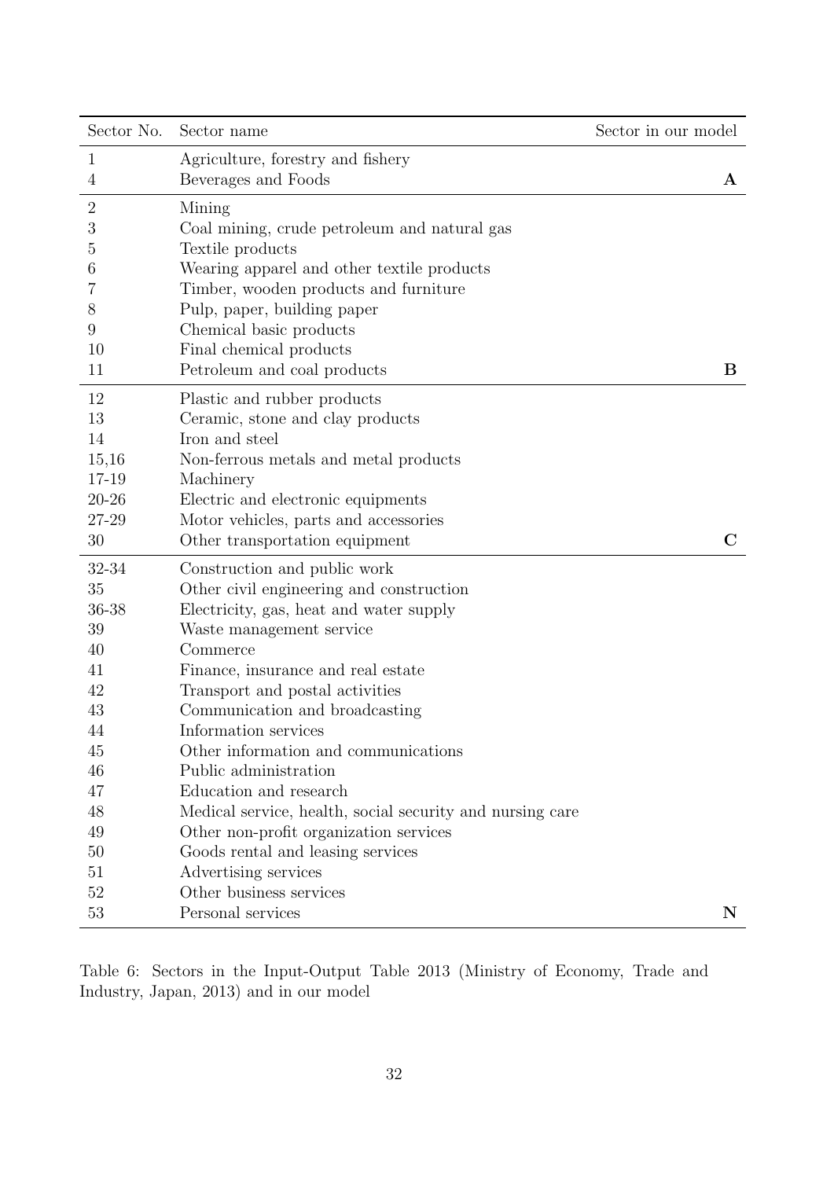| Sector No. | Sector name | Sector in our model |
|---|---|---|
| 1 | Agriculture, forestry and fishery | |
| 4 | Beverages and Foods | **A** |
| 2 | Mining | |
| 3 | Coal mining, crude petroleum and natural gas | |
| 5 | Textile products | |
| 6 | Wearing apparel and other textile products | |
| 7 | Timber, wooden products and furniture | |
| 8 | Pulp, paper, building paper | |
| 9 | Chemical basic products | |
| 10 | Final chemical products | |
| 11 | Petroleum and coal products | **B** |
| 12 | Plastic and rubber products | |
| 13 | Ceramic, stone and clay products | |
| 14 | Iron and steel | |
| 15,16 | Non-ferrous metals and metal products | |
| 17-19 | Machinery | |
| 20-26 | Electric and electronic equipments | |
| 27-29 | Motor vehicles, parts and accessories | |
| 30 | Other transportation equipment | **C** |
| 32-34 | Construction and public work | |
| 35 | Other civil engineering and construction | |
| 36-38 | Electricity, gas, heat and water supply | |
| 39 | Waste management service | |
| 40 | Commerce | |
| 41 | Finance, insurance and real estate | |
| 42 | Transport and postal activities | |
| 43 | Communication and broadcasting | |
| 44 | Information services | |
| 45 | Other information and communications | |
| 46 | Public administration | |
| 47 | Education and research | |
| 48 | Medical service, health, social security and nursing care | |
| 49 | Other non-profit organization services | |
| 50 | Goods rental and leasing services | |
| 51 | Advertising services | |
| 52 | Other business services | |
| 53 | Personal services | **N** |

Table 6: Sectors in the Input-Output Table 2013 (Ministry of Economy, Trade and Industry, Japan, 2013) and in our model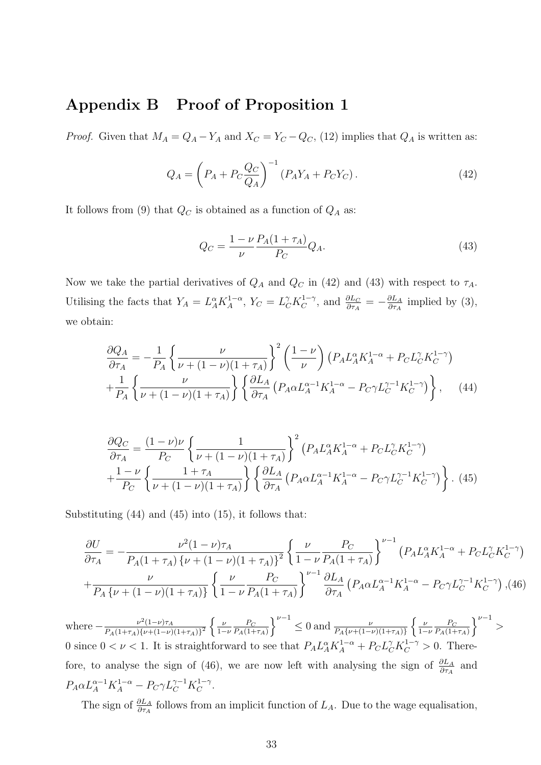# Appendix B Proof of Proposition 1

*Proof.* Given that $M_A = Q_A - Y_A$ and $X_C = Y_C - Q_C$, (12) implies that $Q_A$ is written as:

$$Q_A = \left( P_A + P_C \frac{Q_C}{Q_A} \right)^{-1} (P_A Y_A + P_C Y_C). \tag{42}$$

It follows from (9) that $Q_C$ is obtained as a function of $Q_A$ as:

$$Q_C = \frac{1-\nu}{\nu} \frac{P_A(1+\tau_A)}{P_C} Q_A. \tag{43}$$

Now we take the partial derivatives of $Q_A$ and $Q_C$ in (42) and (43) with respect to $\tau_A$. Utilising the facts that $Y_A = L_A^\alpha K_A^{1-\alpha}$, $Y_C = L_C^\gamma K_C^{1-\gamma}$, and $\frac{\partial L_C}{\partial \tau_A} = -\frac{\partial L_A}{\partial \tau_A}$ implied by (3), we obtain:

$$\begin{aligned}\frac{\partial Q_A}{\partial \tau_A} = &-\frac{1}{P_A}\left\{ \frac{\nu}{\nu + (1-\nu)(1+\tau_A)} \right\}^2 \left( \frac{1-\nu}{\nu} \right) \left( P_A L_A^\alpha K_A^{1-\alpha} + P_C L_C^\gamma K_C^{1-\gamma} \right) \\ &+ \frac{1}{P_A}\left\{ \frac{\nu}{\nu + (1-\nu)(1+\tau_A)} \right\} \left\{ \frac{\partial L_A}{\partial \tau_A} \left( P_A \alpha L_A^{\alpha-1} K_A^{1-\alpha} - P_C \gamma L_C^{\gamma-1} K_C^{1-\gamma} \right) \right\}, \end{aligned} \tag{44}$$

$$\begin{aligned}\frac{\partial Q_C}{\partial \tau_A} = &\frac{(1-\nu)\nu}{P_C}\left\{ \frac{1}{\nu + (1-\nu)(1+\tau_A)} \right\}^2 \left( P_A L_A^\alpha K_A^{1-\alpha} + P_C L_C^\gamma K_C^{1-\gamma} \right) \\ &+ \frac{1-\nu}{P_C}\left\{ \frac{1+\tau_A}{\nu + (1-\nu)(1+\tau_A)} \right\} \left\{ \frac{\partial L_A}{\partial \tau_A} \left( P_A \alpha L_A^{\alpha-1} K_A^{1-\alpha} - P_C \gamma L_C^{\gamma-1} K_C^{1-\gamma} \right) \right\}. \end{aligned} \tag{45}$$

Substituting (44) and (45) into (15), it follows that:

$$\begin{aligned}\frac{\partial U}{\partial \tau_A} = &-\frac{\nu^2(1-\nu)\tau_A}{P_A(1+\tau_A)\left\{\nu + (1-\nu)(1+\tau_A)\right\}^2} \left\{ \frac{\nu}{1-\nu} \frac{P_C}{P_A(1+\tau_A)} \right\}^{\nu-1} \left( P_A L_A^\alpha K_A^{1-\alpha} + P_C L_C^\gamma K_C^{1-\gamma} \right) \\ &+ \frac{\nu}{P_A\left\{\nu + (1-\nu)(1+\tau_A)\right\}} \left\{ \frac{\nu}{1-\nu} \frac{P_C}{P_A(1+\tau_A)} \right\}^{\nu-1} \frac{\partial L_A}{\partial \tau_A} \left( P_A \alpha L_A^{\alpha-1} K_A^{1-\alpha} - P_C \gamma L_C^{\gamma-1} K_C^{1-\gamma} \right), \end{aligned} \tag{46}$$

where $-\frac{\nu^2(1-\nu)\tau_A}{P_A(1+\tau_A)\{\nu+(1-\nu)(1+\tau_A)\}^2}\left\{\frac{\nu}{1-\nu}\frac{P_C}{P_A(1+\tau_A)}\right\}^{\nu-1} \leq 0$ and $\frac{\nu}{P_A\{\nu+(1-\nu)(1+\tau_A)\}}\left\{\frac{\nu}{1-\nu}\frac{P_C}{P_A(1+\tau_A)}\right\}^{\nu-1} > 0$ since $0 < \nu < 1$. It is straightforward to see that $P_A L_A^\alpha K_A^{1-\alpha} + P_C L_C^\gamma K_C^{1-\gamma} > 0$. Therefore, to analyse the sign of (46), we are now left with analysing the sign of $\frac{\partial L_A}{\partial \tau_A}$ and $P_A \alpha L_A^{\alpha-1} K_A^{1-\alpha} - P_C \gamma L_C^{\gamma-1} K_C^{1-\gamma}$.

The sign of $\frac{\partial L_A}{\partial \tau_A}$ follows from an implicit function of $L_A$. Due to the wage equalisation,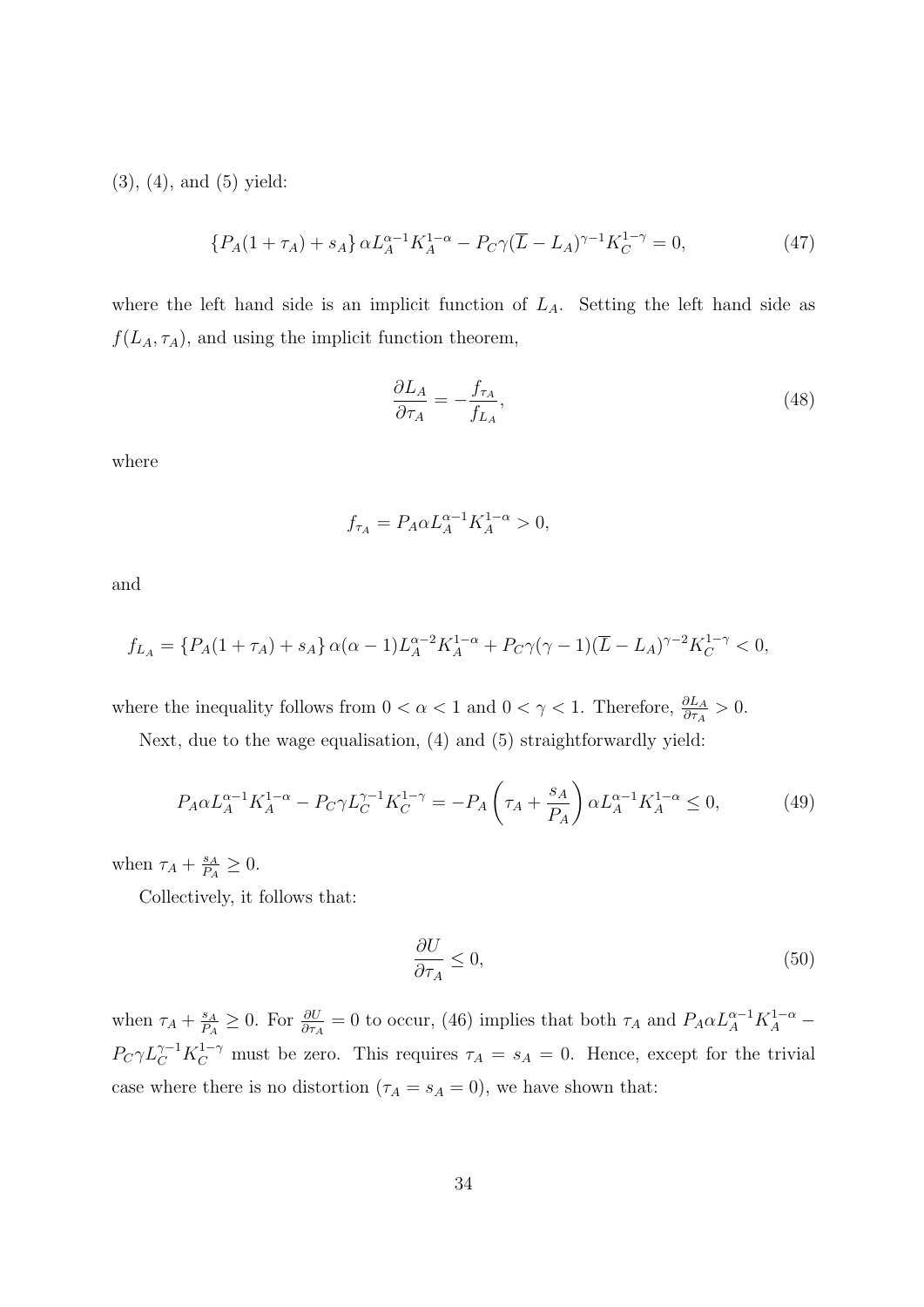(3), (4), and (5) yield:

$$\{P_A(1+\tau_A)+s_A\}\,\alpha L_A^{\alpha-1}K_A^{1-\alpha} - P_C\gamma(\overline{L}-L_A)^{\gamma-1}K_C^{1-\gamma} = 0, \tag{47}$$

where the left hand side is an implicit function of $L_A$. Setting the left hand side as $f(L_A, \tau_A)$, and using the implicit function theorem,

$$\frac{\partial L_A}{\partial \tau_A} = -\frac{f_{\tau_A}}{f_{L_A}}, \tag{48}$$

where

$$f_{\tau_A} = P_A\alpha L_A^{\alpha-1}K_A^{1-\alpha} > 0,$$

and

$$f_{L_A} = \{P_A(1+\tau_A)+s_A\}\,\alpha(\alpha-1)L_A^{\alpha-2}K_A^{1-\alpha} + P_C\gamma(\gamma-1)(\overline{L}-L_A)^{\gamma-2}K_C^{1-\gamma} < 0,$$

where the inequality follows from $0<\alpha<1$ and $0<\gamma<1$. Therefore, $\frac{\partial L_A}{\partial \tau_A} > 0$.

Next, due to the wage equalisation, (4) and (5) straightforwardly yield:

$$P_A\alpha L_A^{\alpha-1}K_A^{1-\alpha} - P_C\gamma L_C^{\gamma-1}K_C^{1-\gamma} = -P_A\left(\tau_A + \frac{s_A}{P_A}\right)\alpha L_A^{\alpha-1}K_A^{1-\alpha} \leq 0, \tag{49}$$

when $\tau_A + \frac{s_A}{P_A} \geq 0$.

Collectively, it follows that:

$$\frac{\partial U}{\partial \tau_A} \leq 0, \tag{50}$$

when $\tau_A + \frac{s_A}{P_A} \geq 0$. For $\frac{\partial U}{\partial \tau_A} = 0$ to occur, (46) implies that both $\tau_A$ and $P_A\alpha L_A^{\alpha-1}K_A^{1-\alpha} - P_C\gamma L_C^{\gamma-1}K_C^{1-\gamma}$ must be zero. This requires $\tau_A = s_A = 0$. Hence, except for the trivial case where there is no distortion ($\tau_A = s_A = 0$), we have shown that: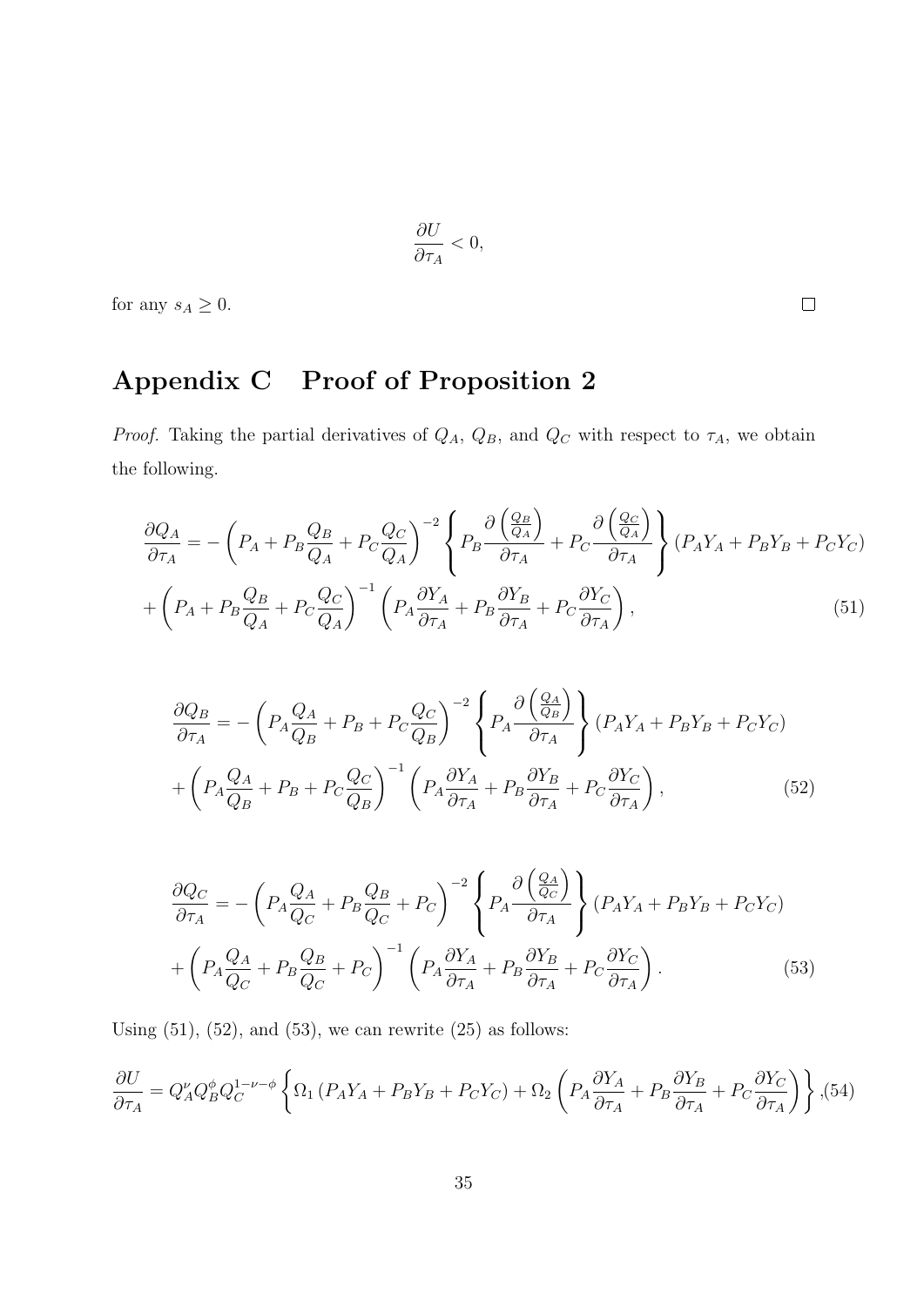$$\frac{\partial U}{\partial \tau_A} < 0,$$

for any $s_A \geq 0$. $\square$

# Appendix C Proof of Proposition 2

*Proof.* Taking the partial derivatives of $Q_A$, $Q_B$, and $Q_C$ with respect to $\tau_A$, we obtain the following.

$$\frac{\partial Q_A}{\partial \tau_A} = -\left(P_A + P_B\frac{Q_B}{Q_A} + P_C\frac{Q_C}{Q_A}\right)^{-2}\left\{P_B\frac{\partial\left(\frac{Q_B}{Q_A}\right)}{\partial \tau_A} + P_C\frac{\partial\left(\frac{Q_C}{Q_A}\right)}{\partial \tau_A}\right\}(P_AY_A + P_BY_B + P_CY_C)$$
$$+\left(P_A + P_B\frac{Q_B}{Q_A} + P_C\frac{Q_C}{Q_A}\right)^{-1}\left(P_A\frac{\partial Y_A}{\partial \tau_A} + P_B\frac{\partial Y_B}{\partial \tau_A} + P_C\frac{\partial Y_C}{\partial \tau_A}\right), \tag{51}$$

$$\frac{\partial Q_B}{\partial \tau_A} = -\left(P_A\frac{Q_A}{Q_B} + P_B + P_C\frac{Q_C}{Q_B}\right)^{-2}\left\{P_A\frac{\partial\left(\frac{Q_A}{Q_B}\right)}{\partial \tau_A}\right\}(P_AY_A + P_BY_B + P_CY_C)$$
$$+\left(P_A\frac{Q_A}{Q_B} + P_B + P_C\frac{Q_C}{Q_B}\right)^{-1}\left(P_A\frac{\partial Y_A}{\partial \tau_A} + P_B\frac{\partial Y_B}{\partial \tau_A} + P_C\frac{\partial Y_C}{\partial \tau_A}\right), \tag{52}$$

$$\frac{\partial Q_C}{\partial \tau_A} = -\left(P_A\frac{Q_A}{Q_C} + P_B\frac{Q_B}{Q_C} + P_C\right)^{-2}\left\{P_A\frac{\partial\left(\frac{Q_A}{Q_C}\right)}{\partial \tau_A}\right\}(P_AY_A + P_BY_B + P_CY_C)$$
$$+\left(P_A\frac{Q_A}{Q_C} + P_B\frac{Q_B}{Q_C} + P_C\right)^{-1}\left(P_A\frac{\partial Y_A}{\partial \tau_A} + P_B\frac{\partial Y_B}{\partial \tau_A} + P_C\frac{\partial Y_C}{\partial \tau_A}\right). \tag{53}$$

Using (51), (52), and (53), we can rewrite (25) as follows:

$$\frac{\partial U}{\partial \tau_A} = Q_A^{\nu}Q_B^{\phi}Q_C^{1-\nu-\phi}\left\{\Omega_1\left(P_AY_A + P_BY_B + P_CY_C\right) + \Omega_2\left(P_A\frac{\partial Y_A}{\partial \tau_A} + P_B\frac{\partial Y_B}{\partial \tau_A} + P_C\frac{\partial Y_C}{\partial \tau_A}\right)\right\}, \tag{54}$$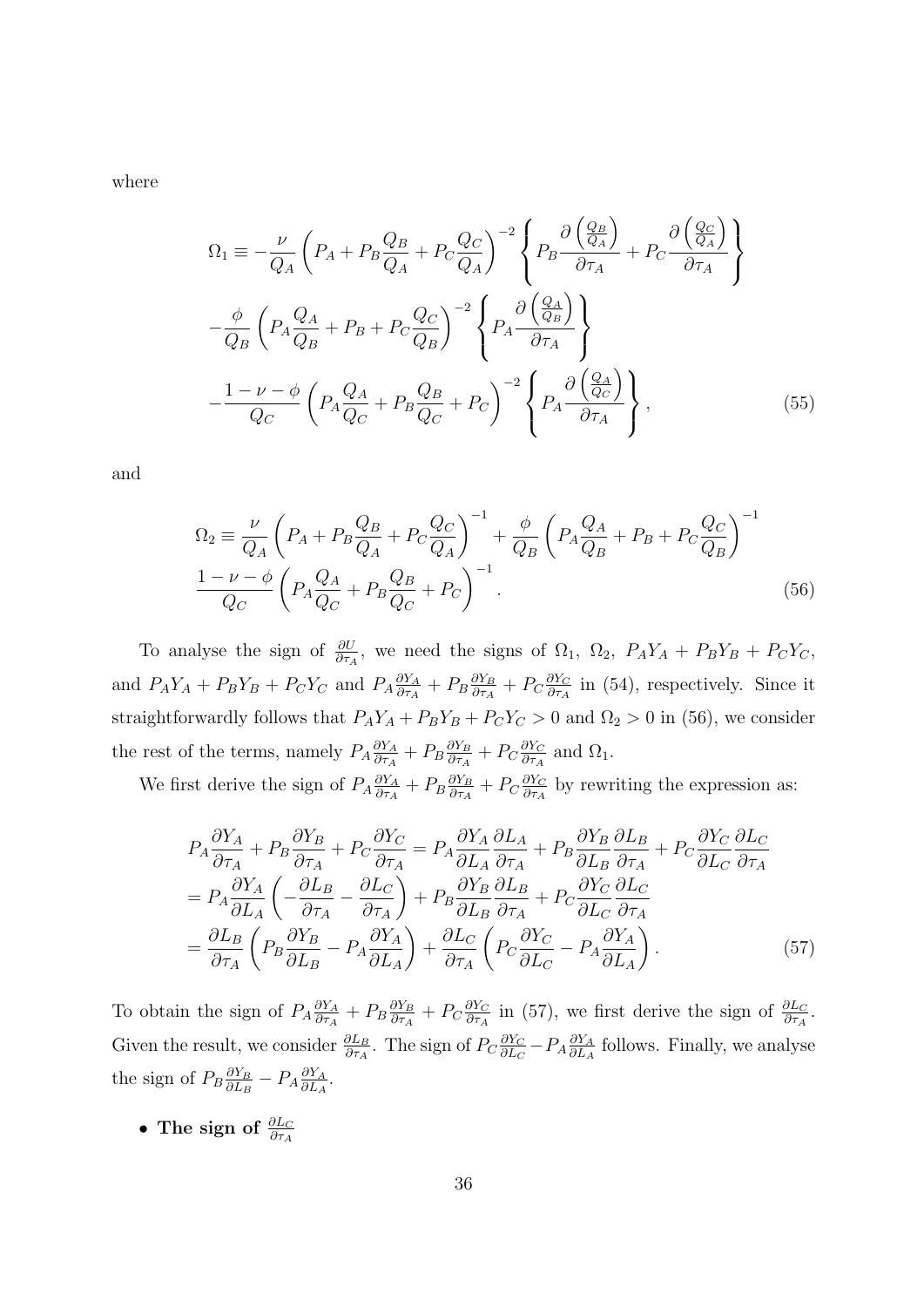where

$$
\Omega_1 \equiv -\frac{\nu}{Q_A}\left(P_A + P_B\frac{Q_B}{Q_A} + P_C\frac{Q_C}{Q_A}\right)^{-2}\left\{P_B\frac{\partial\left(\frac{Q_B}{Q_A}\right)}{\partial\tau_A} + P_C\frac{\partial\left(\frac{Q_C}{Q_A}\right)}{\partial\tau_A}\right\}
$$
$$
-\frac{\phi}{Q_B}\left(P_A\frac{Q_A}{Q_B} + P_B + P_C\frac{Q_C}{Q_B}\right)^{-2}\left\{P_A\frac{\partial\left(\frac{Q_A}{Q_B}\right)}{\partial\tau_A}\right\}
$$
$$
-\frac{1-\nu-\phi}{Q_C}\left(P_A\frac{Q_A}{Q_C} + P_B\frac{Q_B}{Q_C} + P_C\right)^{-2}\left\{P_A\frac{\partial\left(\frac{Q_A}{Q_C}\right)}{\partial\tau_A}\right\}, \tag{55}
$$

and

$$
\Omega_2 \equiv \frac{\nu}{Q_A}\left(P_A + P_B\frac{Q_B}{Q_A} + P_C\frac{Q_C}{Q_A}\right)^{-1} + \frac{\phi}{Q_B}\left(P_A\frac{Q_A}{Q_B} + P_B + P_C\frac{Q_C}{Q_B}\right)^{-1}
$$
$$
\frac{1-\nu-\phi}{Q_C}\left(P_A\frac{Q_A}{Q_C} + P_B\frac{Q_B}{Q_C} + P_C\right)^{-1}. \tag{56}
$$

To analyse the sign of $\frac{\partial U}{\partial \tau_A}$, we need the signs of $\Omega_1$, $\Omega_2$, $P_AY_A + P_BY_B + P_CY_C$, and $P_AY_A + P_BY_B + P_CY_C$ and $P_A\frac{\partial Y_A}{\partial \tau_A} + P_B\frac{\partial Y_B}{\partial \tau_A} + P_C\frac{\partial Y_C}{\partial \tau_A}$ in (54), respectively. Since it straightforwardly follows that $P_AY_A + P_BY_B + P_CY_C > 0$ and $\Omega_2 > 0$ in (56), we consider the rest of the terms, namely $P_A\frac{\partial Y_A}{\partial \tau_A} + P_B\frac{\partial Y_B}{\partial \tau_A} + P_C\frac{\partial Y_C}{\partial \tau_A}$ and $\Omega_1$.

We first derive the sign of $P_A\frac{\partial Y_A}{\partial \tau_A} + P_B\frac{\partial Y_B}{\partial \tau_A} + P_C\frac{\partial Y_C}{\partial \tau_A}$ by rewriting the expression as:

$$
\begin{aligned}
P_A\frac{\partial Y_A}{\partial \tau_A} + P_B\frac{\partial Y_B}{\partial \tau_A} + P_C\frac{\partial Y_C}{\partial \tau_A} &= P_A\frac{\partial Y_A}{\partial L_A}\frac{\partial L_A}{\partial \tau_A} + P_B\frac{\partial Y_B}{\partial L_B}\frac{\partial L_B}{\partial \tau_A} + P_C\frac{\partial Y_C}{\partial L_C}\frac{\partial L_C}{\partial \tau_A} \\
&= P_A\frac{\partial Y_A}{\partial L_A}\left(-\frac{\partial L_B}{\partial \tau_A} - \frac{\partial L_C}{\partial \tau_A}\right) + P_B\frac{\partial Y_B}{\partial L_B}\frac{\partial L_B}{\partial \tau_A} + P_C\frac{\partial Y_C}{\partial L_C}\frac{\partial L_C}{\partial \tau_A} \\
&= \frac{\partial L_B}{\partial \tau_A}\left(P_B\frac{\partial Y_B}{\partial L_B} - P_A\frac{\partial Y_A}{\partial L_A}\right) + \frac{\partial L_C}{\partial \tau_A}\left(P_C\frac{\partial Y_C}{\partial L_C} - P_A\frac{\partial Y_A}{\partial L_A}\right).
\end{aligned} \tag{57}
$$

To obtain the sign of $P_A\frac{\partial Y_A}{\partial \tau_A} + P_B\frac{\partial Y_B}{\partial \tau_A} + P_C\frac{\partial Y_C}{\partial \tau_A}$ in (57), we first derive the sign of $\frac{\partial L_C}{\partial \tau_A}$. Given the result, we consider $\frac{\partial L_B}{\partial \tau_A}$. The sign of $P_C\frac{\partial Y_C}{\partial L_C} - P_A\frac{\partial Y_A}{\partial L_A}$ follows. Finally, we analyse the sign of $P_B\frac{\partial Y_B}{\partial L_B} - P_A\frac{\partial Y_A}{\partial L_A}$.

- **The sign of $\frac{\partial L_C}{\partial \tau_A}$**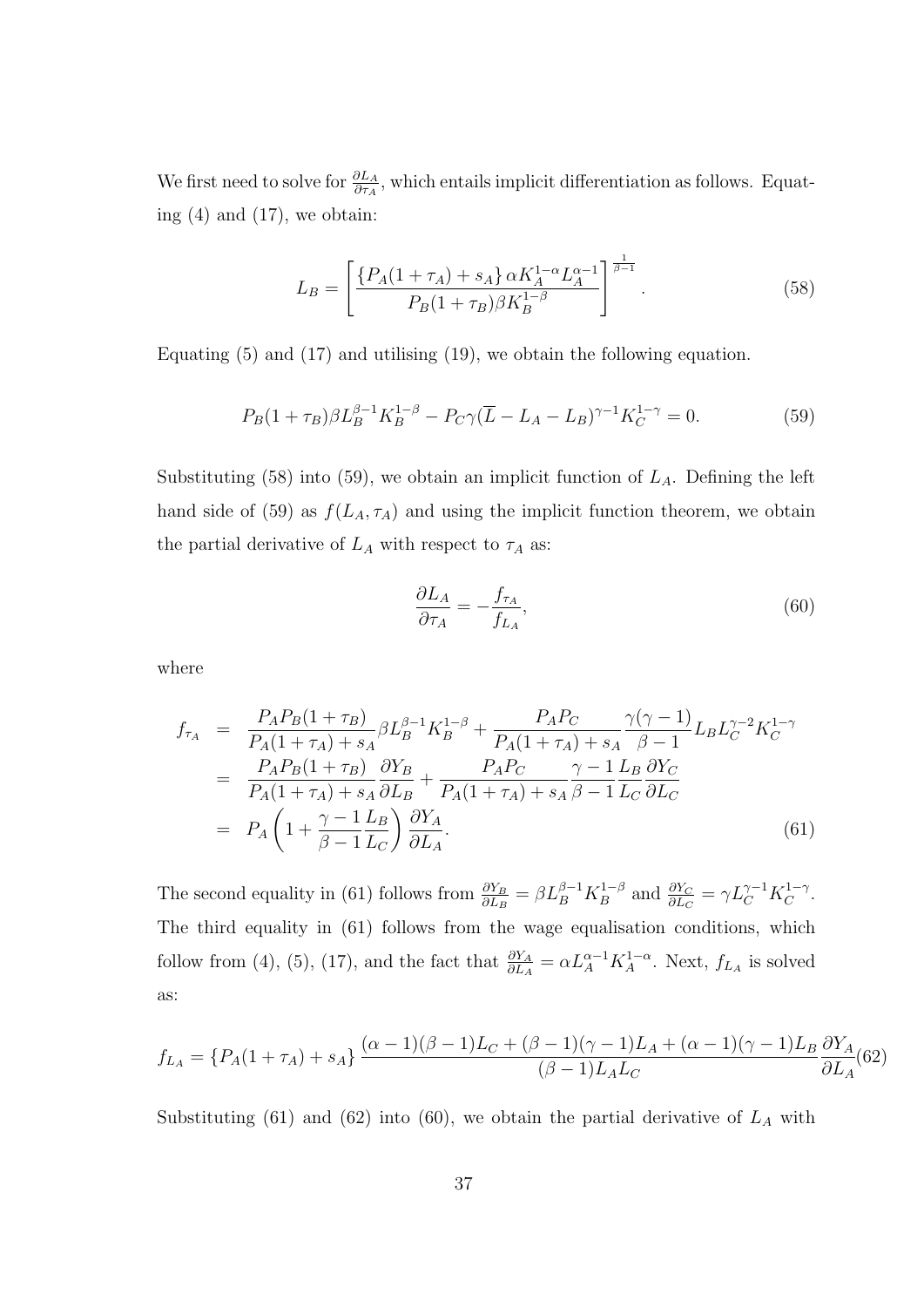We first need to solve for $\frac{\partial L_A}{\partial \tau_A}$, which entails implicit differentiation as follows. Equating (4) and (17), we obtain:

$$L_B = \left[ \frac{\{P_A(1+\tau_A) + s_A\} \alpha K_A^{1-\alpha} L_A^{\alpha-1}}{P_B(1+\tau_B)\beta K_B^{1-\beta}} \right]^{\frac{1}{\beta-1}}. \tag{58}$$

Equating (5) and (17) and utilising (19), we obtain the following equation.

$$P_B(1+\tau_B)\beta L_B^{\beta-1} K_B^{1-\beta} - P_C \gamma (\overline{L} - L_A - L_B)^{\gamma-1} K_C^{1-\gamma} = 0. \tag{59}$$

Substituting (58) into (59), we obtain an implicit function of $L_A$. Defining the left hand side of (59) as $f(L_A, \tau_A)$ and using the implicit function theorem, we obtain the partial derivative of $L_A$ with respect to $\tau_A$ as:

$$\frac{\partial L_A}{\partial \tau_A} = -\frac{f_{\tau_A}}{f_{L_A}}, \tag{60}$$

where

$$\begin{aligned}
f_{\tau_A} &= \frac{P_A P_B (1+\tau_B)}{P_A(1+\tau_A) + s_A} \beta L_B^{\beta-1} K_B^{1-\beta} + \frac{P_A P_C}{P_A(1+\tau_A) + s_A} \frac{\gamma(\gamma-1)}{\beta-1} L_B L_C^{\gamma-2} K_C^{1-\gamma} \\
&= \frac{P_A P_B (1+\tau_B)}{P_A(1+\tau_A) + s_A} \frac{\partial Y_B}{\partial L_B} + \frac{P_A P_C}{P_A(1+\tau_A) + s_A} \frac{\gamma-1}{\beta-1} \frac{L_B}{L_C} \frac{\partial Y_C}{\partial L_C} \\
&= P_A \left( 1 + \frac{\gamma-1}{\beta-1} \frac{L_B}{L_C} \right) \frac{\partial Y_A}{\partial L_A}.
\end{aligned} \tag{61}$$

The second equality in (61) follows from $\frac{\partial Y_B}{\partial L_B} = \beta L_B^{\beta-1} K_B^{1-\beta}$ and $\frac{\partial Y_C}{\partial L_C} = \gamma L_C^{\gamma-1} K_C^{1-\gamma}$. The third equality in (61) follows from the wage equalisation conditions, which follow from (4), (5), (17), and the fact that $\frac{\partial Y_A}{\partial L_A} = \alpha L_A^{\alpha-1} K_A^{1-\alpha}$. Next, $f_{L_A}$ is solved as:

$$f_{L_A} = \{P_A(1+\tau_A) + s_A\} \frac{(\alpha-1)(\beta-1)L_C + (\beta-1)(\gamma-1)L_A + (\alpha-1)(\gamma-1)L_B}{(\beta-1)L_A L_C} \frac{\partial Y_A}{\partial L_A} \tag{62}$$

Substituting (61) and (62) into (60), we obtain the partial derivative of $L_A$ with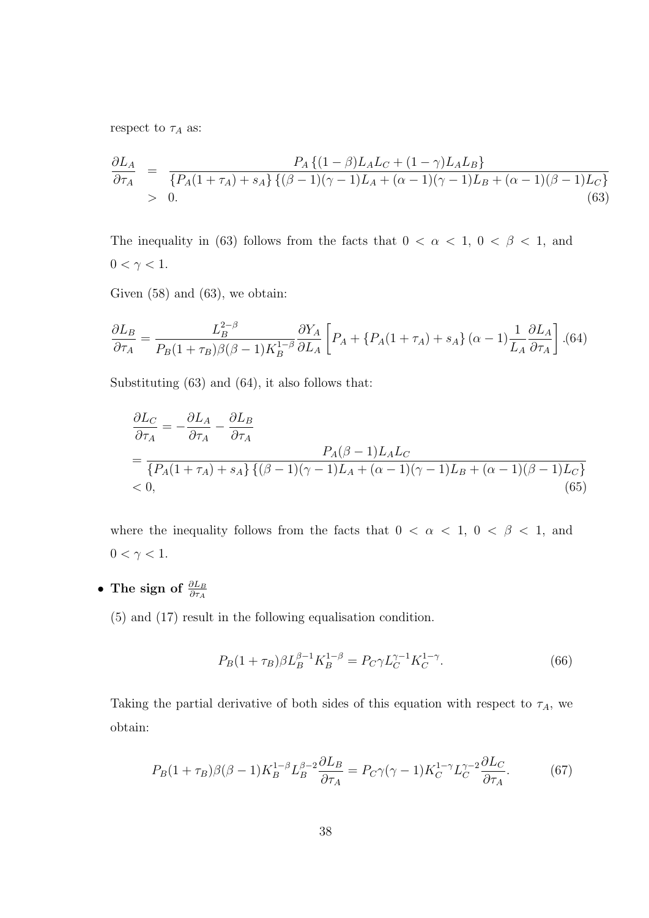respect to $\tau_A$ as:

$$
\begin{aligned}
\frac{\partial L_A}{\partial \tau_A} &= \frac{P_A \left\{(1-\beta)L_A L_C + (1-\gamma)L_A L_B\right\}}{\left\{P_A(1+\tau_A)+s_A\right\}\left\{(\beta-1)(\gamma-1)L_A + (\alpha-1)(\gamma-1)L_B + (\alpha-1)(\beta-1)L_C\right\}} \\
&> 0. \qquad (63)
\end{aligned}
$$

The inequality in (63) follows from the facts that $0 < \alpha < 1$, $0 < \beta < 1$, and $0 < \gamma < 1$.

Given (58) and (63), we obtain:

$$
\frac{\partial L_B}{\partial \tau_A} = \frac{L_B^{2-\beta}}{P_B(1+\tau_B)\beta(\beta-1)K_B^{1-\beta}} \frac{\partial Y_A}{\partial L_A}\left[P_A + \left\{P_A(1+\tau_A)+s_A\right\}(\alpha-1)\frac{1}{L_A}\frac{\partial L_A}{\partial \tau_A}\right]. \qquad (64)
$$

Substituting (63) and (64), it also follows that:

$$
\begin{aligned}
&\frac{\partial L_C}{\partial \tau_A} = -\frac{\partial L_A}{\partial \tau_A} - \frac{\partial L_B}{\partial \tau_A} \\
&= \frac{P_A(\beta-1)L_A L_C}{\left\{P_A(1+\tau_A)+s_A\right\}\left\{(\beta-1)(\gamma-1)L_A + (\alpha-1)(\gamma-1)L_B + (\alpha-1)(\beta-1)L_C\right\}} \\
&< 0, \qquad (65)
\end{aligned}
$$

where the inequality follows from the facts that $0 < \alpha < 1$, $0 < \beta < 1$, and $0 < \gamma < 1$.

- **The sign of $\frac{\partial L_B}{\partial \tau_A}$**

  (5) and (17) result in the following equalisation condition.

$$
P_B(1+\tau_B)\beta L_B^{\beta-1}K_B^{1-\beta} = P_C \gamma L_C^{\gamma-1}K_C^{1-\gamma}. \qquad (66)
$$

Taking the partial derivative of both sides of this equation with respect to $\tau_A$, we obtain:

$$
P_B(1+\tau_B)\beta(\beta-1)K_B^{1-\beta}L_B^{\beta-2}\frac{\partial L_B}{\partial \tau_A} = P_C\gamma(\gamma-1)K_C^{1-\gamma}L_C^{\gamma-2}\frac{\partial L_C}{\partial \tau_A}. \qquad (67)
$$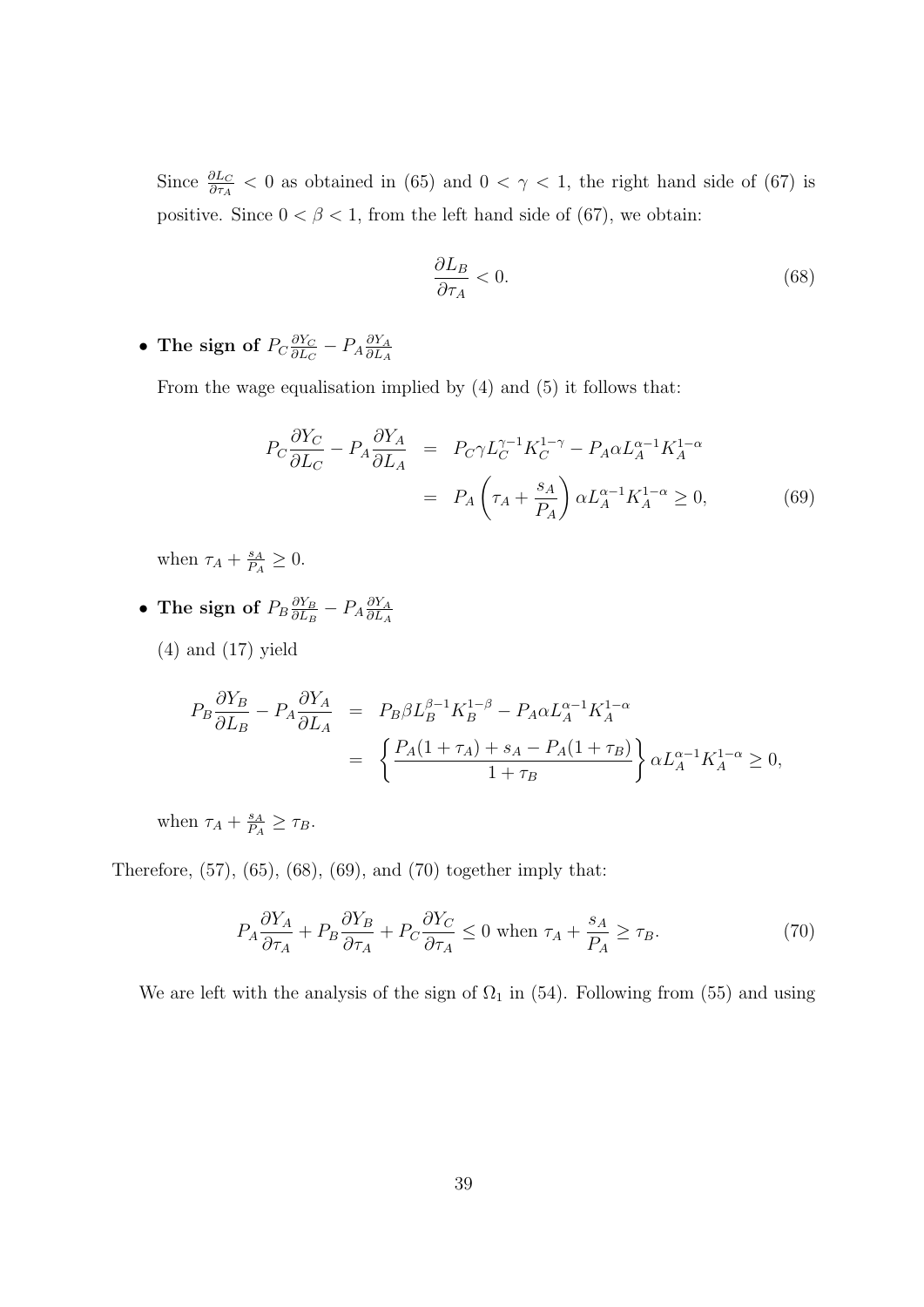Since $\frac{\partial L_C}{\partial \tau_A} < 0$ as obtained in (65) and $0 < \gamma < 1$, the right hand side of (67) is positive. Since $0 < \beta < 1$, from the left hand side of (67), we obtain:

$$\frac{\partial L_B}{\partial \tau_A} < 0. \tag{68}$$

- **The sign of** $P_C \frac{\partial Y_C}{\partial L_C} - P_A \frac{\partial Y_A}{\partial L_A}$

  From the wage equalisation implied by (4) and (5) it follows that:

$$\begin{aligned}
P_C \frac{\partial Y_C}{\partial L_C} - P_A \frac{\partial Y_A}{\partial L_A} &= P_C \gamma L_C^{\gamma-1} K_C^{1-\gamma} - P_A \alpha L_A^{\alpha-1} K_A^{1-\alpha} \\
&= P_A \left( \tau_A + \frac{s_A}{P_A} \right) \alpha L_A^{\alpha-1} K_A^{1-\alpha} \geq 0,
\end{aligned} \tag{69}$$

  when $\tau_A + \frac{s_A}{P_A} \geq 0$.

- **The sign of** $P_B \frac{\partial Y_B}{\partial L_B} - P_A \frac{\partial Y_A}{\partial L_A}$

  (4) and (17) yield

$$\begin{aligned}
P_B \frac{\partial Y_B}{\partial L_B} - P_A \frac{\partial Y_A}{\partial L_A} &= P_B \beta L_B^{\beta-1} K_B^{1-\beta} - P_A \alpha L_A^{\alpha-1} K_A^{1-\alpha} \\
&= \left\{ \frac{P_A(1+\tau_A) + s_A - P_A(1+\tau_B)}{1+\tau_B} \right\} \alpha L_A^{\alpha-1} K_A^{1-\alpha} \geq 0,
\end{aligned}$$

  when $\tau_A + \frac{s_A}{P_A} \geq \tau_B$.

Therefore, (57), (65), (68), (69), and (70) together imply that:

$$P_A \frac{\partial Y_A}{\partial \tau_A} + P_B \frac{\partial Y_B}{\partial \tau_A} + P_C \frac{\partial Y_C}{\partial \tau_A} \leq 0 \text{ when } \tau_A + \frac{s_A}{P_A} \geq \tau_B. \tag{70}$$

We are left with the analysis of the sign of $\Omega_1$ in (54). Following from (55) and using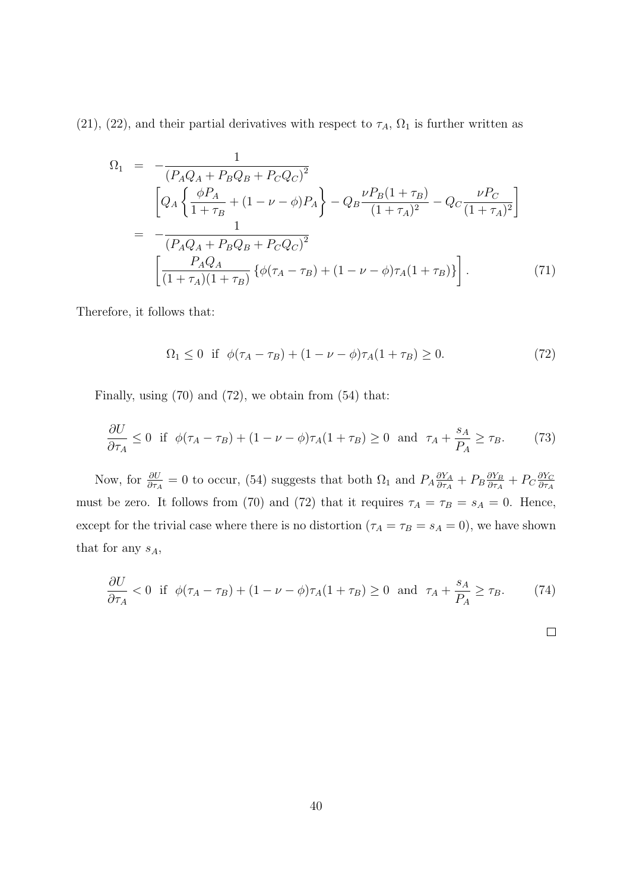(21), (22), and their partial derivatives with respect to $\tau_A$, $\Omega_1$ is further written as

$$
\begin{aligned}
\Omega_1 &= -\frac{1}{\left(P_A Q_A + P_B Q_B + P_C Q_C\right)^2} \\
&\quad \left[ Q_A \left\{ \frac{\phi P_A}{1+\tau_B} + (1-\nu-\phi) P_A \right\} - Q_B \frac{\nu P_B (1+\tau_B)}{(1+\tau_A)^2} - Q_C \frac{\nu P_C}{(1+\tau_A)^2} \right] \\
&= -\frac{1}{\left(P_A Q_A + P_B Q_B + P_C Q_C\right)^2} \\
&\quad \left[ \frac{P_A Q_A}{(1+\tau_A)(1+\tau_B)} \left\{ \phi(\tau_A - \tau_B) + (1-\nu-\phi)\tau_A(1+\tau_B) \right\} \right]. \qquad (71)
\end{aligned}
$$

Therefore, it follows that:

$$
\Omega_1 \leq 0 \ \text{ if } \ \phi(\tau_A - \tau_B) + (1-\nu-\phi)\tau_A(1+\tau_B) \geq 0. \qquad (72)
$$

Finally, using (70) and (72), we obtain from (54) that:

$$
\frac{\partial U}{\partial \tau_A} \leq 0 \ \text{ if } \ \phi(\tau_A - \tau_B) + (1-\nu-\phi)\tau_A(1+\tau_B) \geq 0 \ \text{ and } \ \tau_A + \frac{s_A}{P_A} \geq \tau_B. \qquad (73)
$$

Now, for $\frac{\partial U}{\partial \tau_A} = 0$ to occur, (54) suggests that both $\Omega_1$ and $P_A \frac{\partial Y_A}{\partial \tau_A} + P_B \frac{\partial Y_B}{\partial \tau_A} + P_C \frac{\partial Y_C}{\partial \tau_A}$ must be zero. It follows from (70) and (72) that it requires $\tau_A = \tau_B = s_A = 0$. Hence, except for the trivial case where there is no distortion ($\tau_A = \tau_B = s_A = 0$), we have shown that for any $s_A$,

$$
\frac{\partial U}{\partial \tau_A} < 0 \ \text{ if } \ \phi(\tau_A - \tau_B) + (1-\nu-\phi)\tau_A(1+\tau_B) \geq 0 \ \text{ and } \ \tau_A + \frac{s_A}{P_A} \geq \tau_B. \qquad (74)
$$

□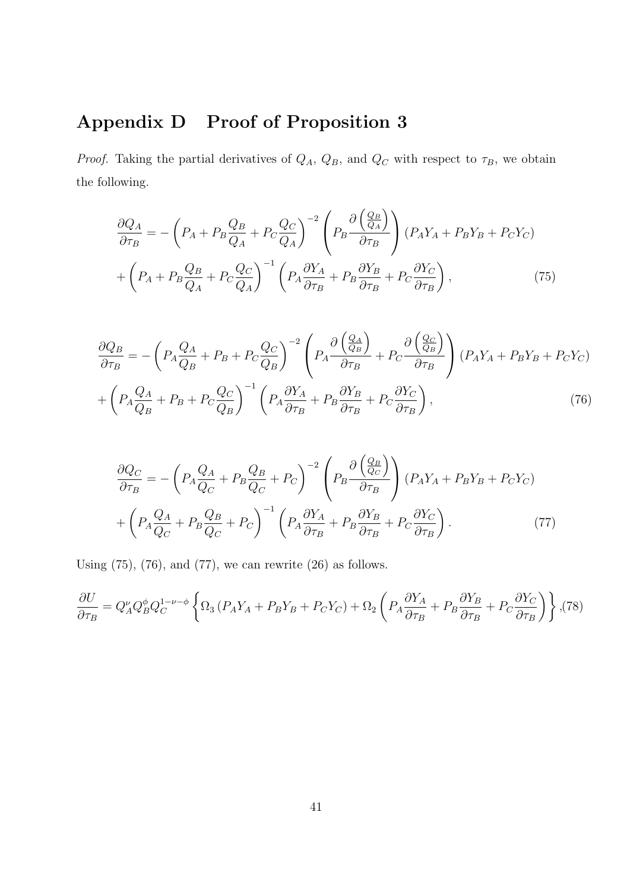## Appendix D Proof of Proposition 3

*Proof.* Taking the partial derivatives of $Q_A$, $Q_B$, and $Q_C$ with respect to $\tau_B$, we obtain the following.

$$
\begin{aligned}
\frac{\partial Q_A}{\partial \tau_B} = &-\left(P_A + P_B\frac{Q_B}{Q_A} + P_C\frac{Q_C}{Q_A}\right)^{-2}\left(P_B\frac{\partial\left(\frac{Q_B}{Q_A}\right)}{\partial \tau_B}\right)(P_AY_A + P_BY_B + P_CY_C) \\
&+\left(P_A + P_B\frac{Q_B}{Q_A} + P_C\frac{Q_C}{Q_A}\right)^{-1}\left(P_A\frac{\partial Y_A}{\partial \tau_B} + P_B\frac{\partial Y_B}{\partial \tau_B} + P_C\frac{\partial Y_C}{\partial \tau_B}\right),
\end{aligned} \tag{75}
$$

$$
\begin{aligned}
\frac{\partial Q_B}{\partial \tau_B} = &-\left(P_A\frac{Q_A}{Q_B} + P_B + P_C\frac{Q_C}{Q_B}\right)^{-2}\left(P_A\frac{\partial\left(\frac{Q_A}{Q_B}\right)}{\partial \tau_B} + P_C\frac{\partial\left(\frac{Q_C}{Q_B}\right)}{\partial \tau_B}\right)(P_AY_A + P_BY_B + P_CY_C) \\
&+\left(P_A\frac{Q_A}{Q_B} + P_B + P_C\frac{Q_C}{Q_B}\right)^{-1}\left(P_A\frac{\partial Y_A}{\partial \tau_B} + P_B\frac{\partial Y_B}{\partial \tau_B} + P_C\frac{\partial Y_C}{\partial \tau_B}\right),
\end{aligned} \tag{76}
$$

$$
\begin{aligned}
\frac{\partial Q_C}{\partial \tau_B} = &-\left(P_A\frac{Q_A}{Q_C} + P_B\frac{Q_B}{Q_C} + P_C\right)^{-2}\left(P_B\frac{\partial\left(\frac{Q_B}{Q_C}\right)}{\partial \tau_B}\right)(P_AY_A + P_BY_B + P_CY_C) \\
&+\left(P_A\frac{Q_A}{Q_C} + P_B\frac{Q_B}{Q_C} + P_C\right)^{-1}\left(P_A\frac{\partial Y_A}{\partial \tau_B} + P_B\frac{\partial Y_B}{\partial \tau_B} + P_C\frac{\partial Y_C}{\partial \tau_B}\right).
\end{aligned} \tag{77}
$$

Using (75), (76), and (77), we can rewrite (26) as follows.

$$
\frac{\partial U}{\partial \tau_B} = Q_A^{\nu}Q_B^{\phi}Q_C^{1-\nu-\phi}\left\{\Omega_3\left(P_AY_A + P_BY_B + P_CY_C\right) + \Omega_2\left(P_A\frac{\partial Y_A}{\partial \tau_B} + P_B\frac{\partial Y_B}{\partial \tau_B} + P_C\frac{\partial Y_C}{\partial \tau_B}\right)\right\}, \tag{78}
$$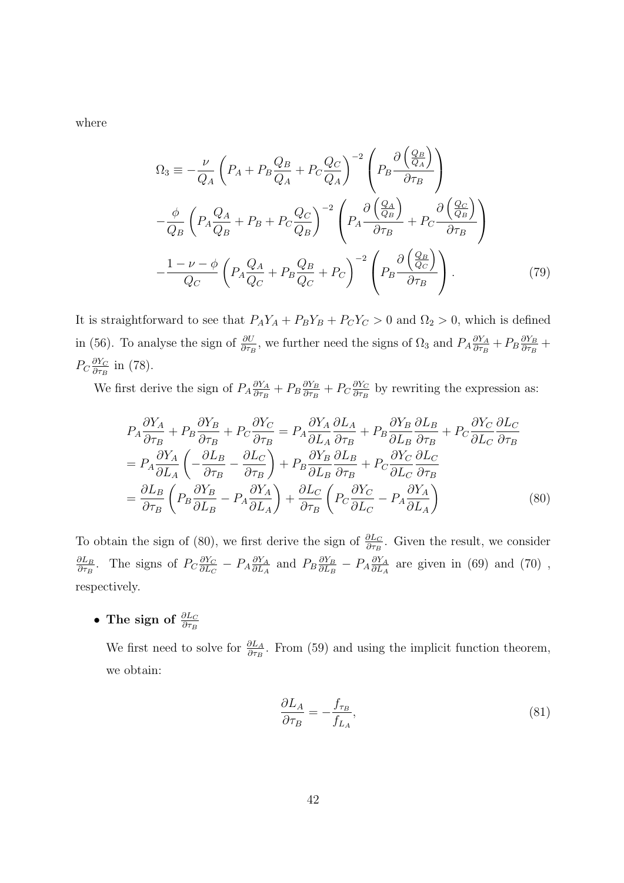where

$$
\begin{aligned}
\Omega_3 \equiv & -\frac{\nu}{Q_A}\left(P_A + P_B\frac{Q_B}{Q_A} + P_C\frac{Q_C}{Q_A}\right)^{-2}\left(P_B\frac{\partial\left(\frac{Q_B}{Q_A}\right)}{\partial\tau_B}\right) \\
& -\frac{\phi}{Q_B}\left(P_A\frac{Q_A}{Q_B} + P_B + P_C\frac{Q_C}{Q_B}\right)^{-2}\left(P_A\frac{\partial\left(\frac{Q_A}{Q_B}\right)}{\partial\tau_B} + P_C\frac{\partial\left(\frac{Q_C}{Q_B}\right)}{\partial\tau_B}\right) \\
& -\frac{1-\nu-\phi}{Q_C}\left(P_A\frac{Q_A}{Q_C} + P_B\frac{Q_B}{Q_C} + P_C\right)^{-2}\left(P_B\frac{\partial\left(\frac{Q_B}{Q_C}\right)}{\partial\tau_B}\right). \qquad (79)
\end{aligned}
$$

It is straightforward to see that $P_AY_A + P_BY_B + P_CY_C > 0$ and $\Omega_2 > 0$, which is defined in (56). To analyse the sign of $\frac{\partial U}{\partial\tau_B}$, we further need the signs of $\Omega_3$ and $P_A\frac{\partial Y_A}{\partial\tau_B} + P_B\frac{\partial Y_B}{\partial\tau_B} + P_C\frac{\partial Y_C}{\partial\tau_B}$ in (78).

We first derive the sign of $P_A\frac{\partial Y_A}{\partial\tau_B} + P_B\frac{\partial Y_B}{\partial\tau_B} + P_C\frac{\partial Y_C}{\partial\tau_B}$ by rewriting the expression as:

$$
\begin{aligned}
P_A\frac{\partial Y_A}{\partial\tau_B} + P_B\frac{\partial Y_B}{\partial\tau_B} + P_C\frac{\partial Y_C}{\partial\tau_B} &= P_A\frac{\partial Y_A}{\partial L_A}\frac{\partial L_A}{\partial\tau_B} + P_B\frac{\partial Y_B}{\partial L_B}\frac{\partial L_B}{\partial\tau_B} + P_C\frac{\partial Y_C}{\partial L_C}\frac{\partial L_C}{\partial\tau_B} \\
&= P_A\frac{\partial Y_A}{\partial L_A}\left(-\frac{\partial L_B}{\partial\tau_B} - \frac{\partial L_C}{\partial\tau_B}\right) + P_B\frac{\partial Y_B}{\partial L_B}\frac{\partial L_B}{\partial\tau_B} + P_C\frac{\partial Y_C}{\partial L_C}\frac{\partial L_C}{\partial\tau_B} \\
&= \frac{\partial L_B}{\partial\tau_B}\left(P_B\frac{\partial Y_B}{\partial L_B} - P_A\frac{\partial Y_A}{\partial L_A}\right) + \frac{\partial L_C}{\partial\tau_B}\left(P_C\frac{\partial Y_C}{\partial L_C} - P_A\frac{\partial Y_A}{\partial L_A}\right) \qquad (80)
\end{aligned}
$$

To obtain the sign of (80), we first derive the sign of $\frac{\partial L_C}{\partial\tau_B}$. Given the result, we consider $\frac{\partial L_B}{\partial\tau_B}$. The signs of $P_C\frac{\partial Y_C}{\partial L_C} - P_A\frac{\partial Y_A}{\partial L_A}$ and $P_B\frac{\partial Y_B}{\partial L_B} - P_A\frac{\partial Y_A}{\partial L_A}$ are given in (69) and (70) , respectively.

- **The sign of $\frac{\partial L_C}{\partial\tau_B}$**

  We first need to solve for $\frac{\partial L_A}{\partial\tau_B}$. From (59) and using the implicit function theorem, we obtain:

$$
\frac{\partial L_A}{\partial\tau_B} = -\frac{f_{\tau_B}}{f_{L_A}}, \qquad (81)
$$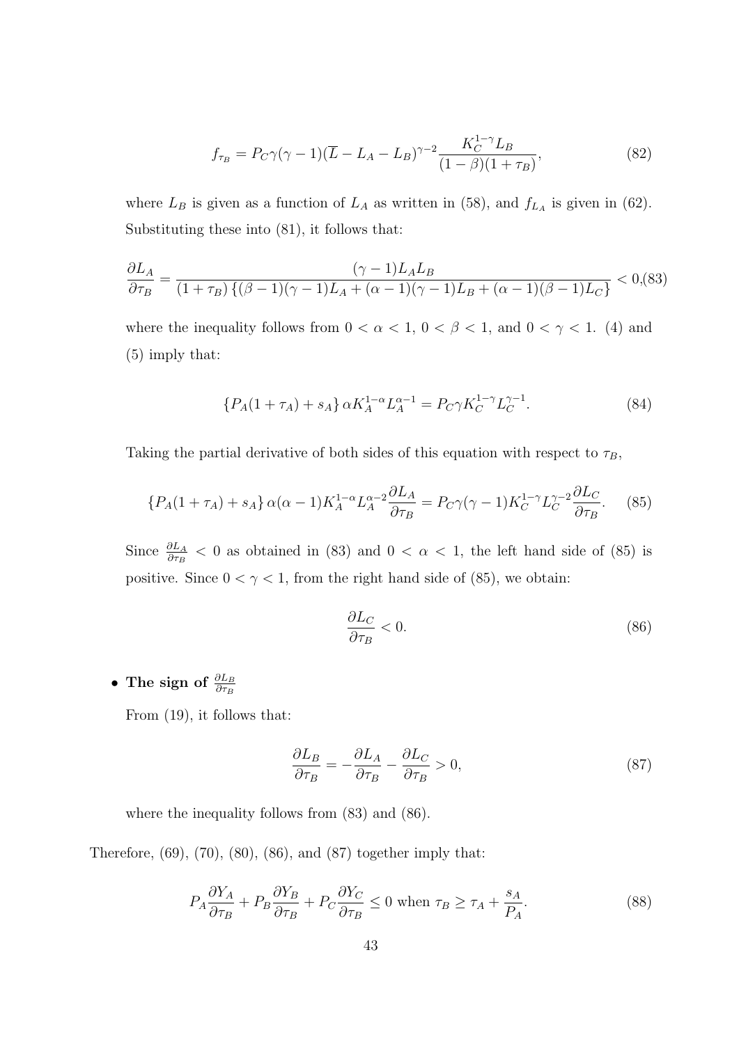$$f_{\tau_B} = P_C \gamma (\gamma - 1)(\overline{L} - L_A - L_B)^{\gamma - 2} \frac{K_C^{1-\gamma} L_B}{(1-\beta)(1+\tau_B)}, \tag{82}$$

where $L_B$ is given as a function of $L_A$ as written in (58), and $f_{L_A}$ is given in (62). Substituting these into (81), it follows that:

$$\frac{\partial L_A}{\partial \tau_B} = \frac{(\gamma - 1) L_A L_B}{(1+\tau_B)\left\{(\beta - 1)(\gamma - 1) L_A + (\alpha - 1)(\gamma - 1) L_B + (\alpha - 1)(\beta - 1) L_C\right\}} < 0, \tag{83}$$

where the inequality follows from $0 < \alpha < 1$, $0 < \beta < 1$, and $0 < \gamma < 1$. (4) and (5) imply that:

$$\left\{P_A(1+\tau_A) + s_A\right\} \alpha K_A^{1-\alpha} L_A^{\alpha - 1} = P_C \gamma K_C^{1-\gamma} L_C^{\gamma - 1}. \tag{84}$$

Taking the partial derivative of both sides of this equation with respect to $\tau_B$,

$$\left\{P_A(1+\tau_A) + s_A\right\} \alpha(\alpha - 1) K_A^{1-\alpha} L_A^{\alpha - 2} \frac{\partial L_A}{\partial \tau_B} = P_C \gamma (\gamma - 1) K_C^{1-\gamma} L_C^{\gamma - 2} \frac{\partial L_C}{\partial \tau_B}. \tag{85}$$

Since $\frac{\partial L_A}{\partial \tau_B} < 0$ as obtained in (83) and $0 < \alpha < 1$, the left hand side of (85) is positive. Since $0 < \gamma < 1$, from the right hand side of (85), we obtain:

$$\frac{\partial L_C}{\partial \tau_B} < 0. \tag{86}$$

- **The sign of $\frac{\partial L_B}{\partial \tau_B}$**

  From (19), it follows that:

$$\frac{\partial L_B}{\partial \tau_B} = -\frac{\partial L_A}{\partial \tau_B} - \frac{\partial L_C}{\partial \tau_B} > 0, \tag{87}$$

  where the inequality follows from (83) and (86).

Therefore, (69), (70), (80), (86), and (87) together imply that:

$$P_A \frac{\partial Y_A}{\partial \tau_B} + P_B \frac{\partial Y_B}{\partial \tau_B} + P_C \frac{\partial Y_C}{\partial \tau_B} \leq 0 \text{ when } \tau_B \geq \tau_A + \frac{s_A}{P_A}. \tag{88}$$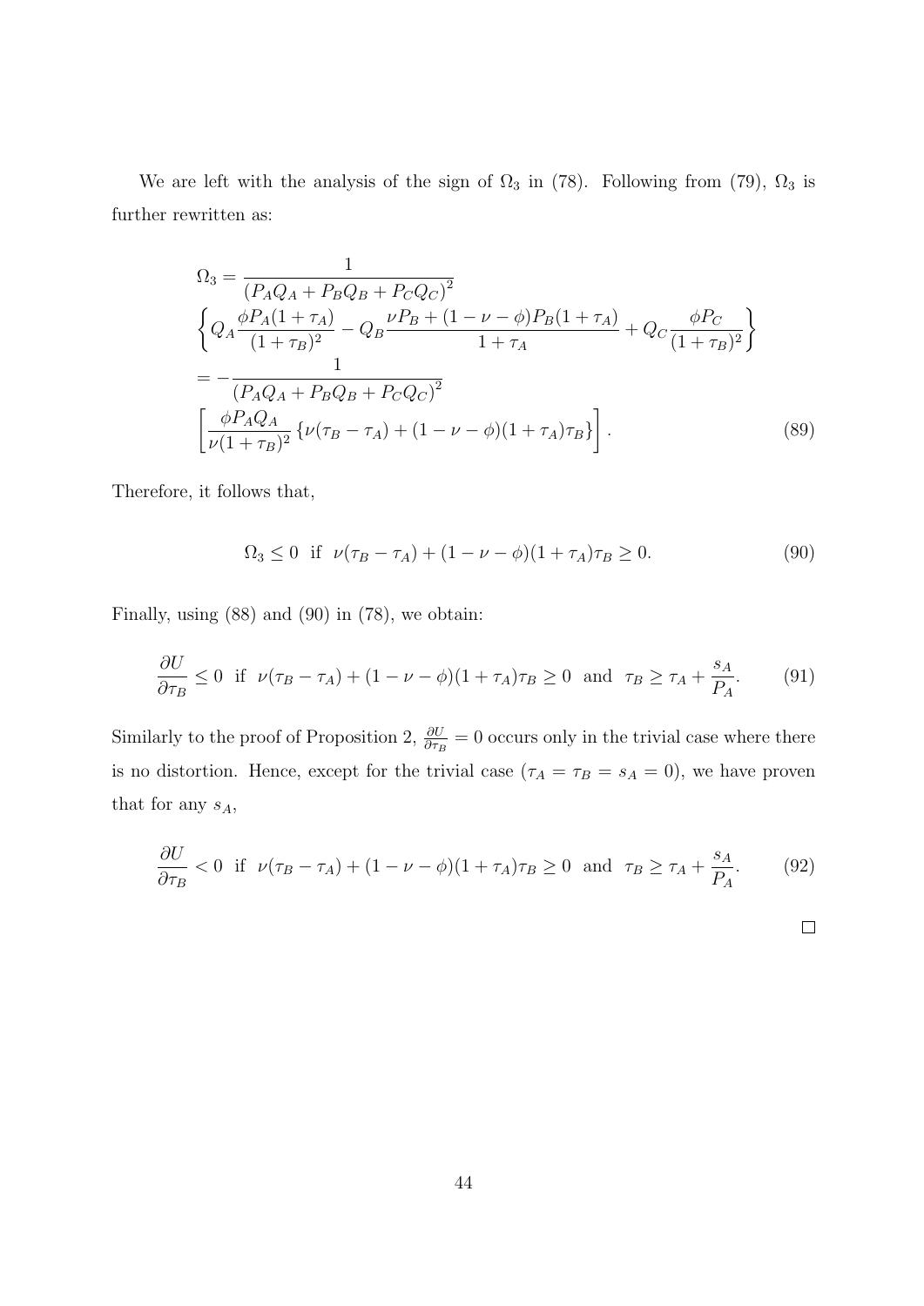We are left with the analysis of the sign of $\Omega_3$ in (78). Following from (79), $\Omega_3$ is further rewritten as:

$$
\begin{aligned}
\Omega_3 &= \frac{1}{\left(P_A Q_A + P_B Q_B + P_C Q_C\right)^2} \\
&\left\{ Q_A \frac{\phi P_A (1+\tau_A)}{(1+\tau_B)^2} - Q_B \frac{\nu P_B + (1-\nu-\phi) P_B (1+\tau_A)}{1+\tau_A} + Q_C \frac{\phi P_C}{(1+\tau_B)^2} \right\} \\
&= -\frac{1}{\left(P_A Q_A + P_B Q_B + P_C Q_C\right)^2} \\
&\left[ \frac{\phi P_A Q_A}{\nu (1+\tau_B)^2} \left\{ \nu(\tau_B - \tau_A) + (1-\nu-\phi)(1+\tau_A)\tau_B \right\} \right]. \qquad (89)
\end{aligned}
$$

Therefore, it follows that,

$$
\Omega_3 \leq 0 \quad \text{if} \quad \nu(\tau_B - \tau_A) + (1-\nu-\phi)(1+\tau_A)\tau_B \geq 0. \qquad (90)
$$

Finally, using (88) and (90) in (78), we obtain:

$$
\frac{\partial U}{\partial \tau_B} \leq 0 \quad \text{if} \quad \nu(\tau_B - \tau_A) + (1-\nu-\phi)(1+\tau_A)\tau_B \geq 0 \quad \text{and} \quad \tau_B \geq \tau_A + \frac{s_A}{P_A}. \qquad (91)
$$

Similarly to the proof of Proposition 2, $\frac{\partial U}{\partial \tau_B} = 0$ occurs only in the trivial case where there is no distortion. Hence, except for the trivial case ($\tau_A = \tau_B = s_A = 0$), we have proven that for any $s_A$,

$$
\frac{\partial U}{\partial \tau_B} < 0 \quad \text{if} \quad \nu(\tau_B - \tau_A) + (1-\nu-\phi)(1+\tau_A)\tau_B \geq 0 \quad \text{and} \quad \tau_B \geq \tau_A + \frac{s_A}{P_A}. \qquad (92)
$$

□